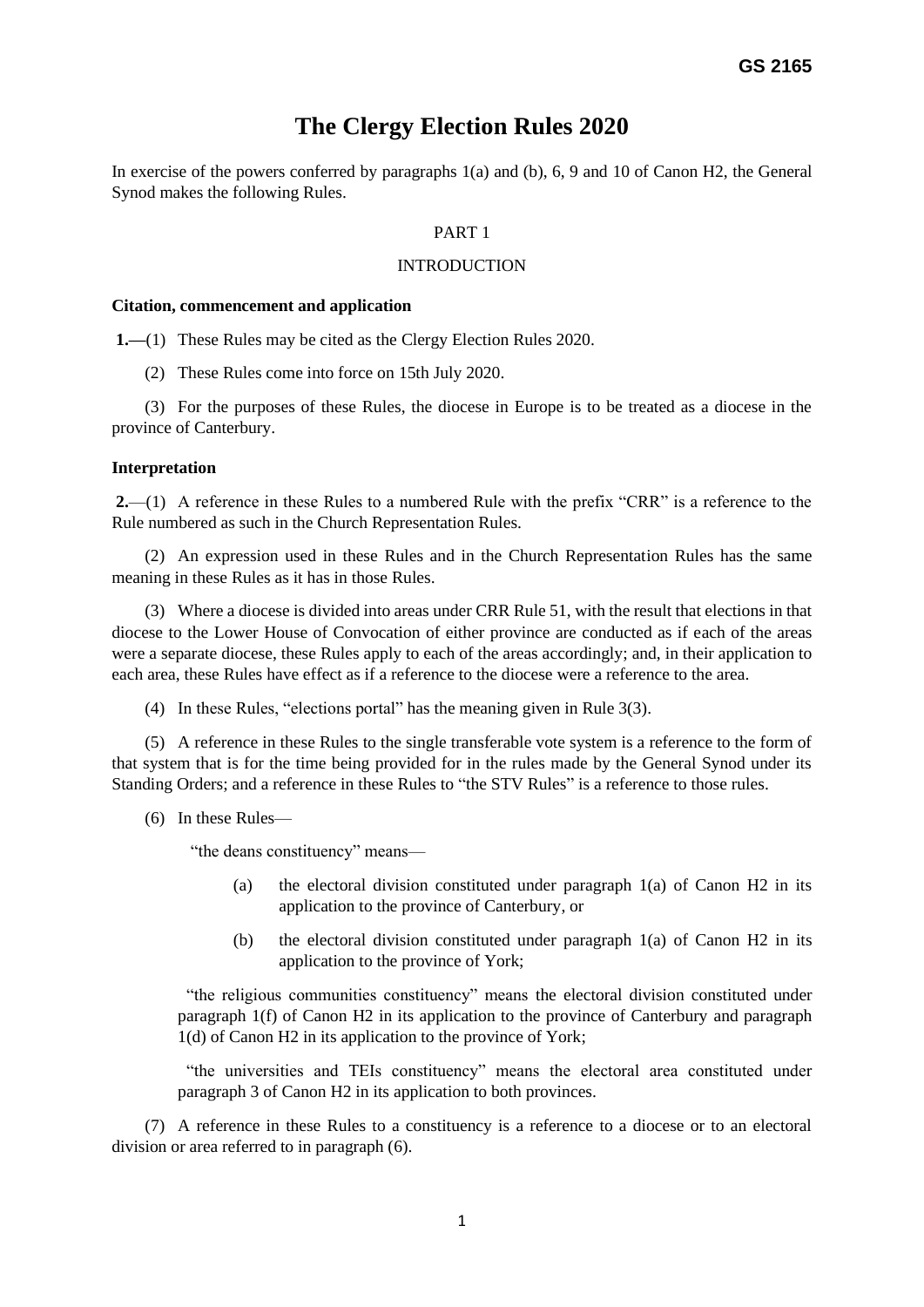**GS 2165**

# The Clergy Election Rules 2020

In exercise of the powers conferred by paragraphs 1(a) and (b), 6, 9 and 10 of Canon H2, the General Synod makes the following Rules.

PART 1

INTRODUCTION

**Citation, commencement and application**

**1.**—(1) These Rules may be cited as the Clergy Election Rules 2020.

(2) These Rules come into force on 15th July 2020.

(3) For the purposes of these Rules, the diocese in Europe is to be treated as a diocese in the province of Canterbury.

**Interpretation**

**2.**—(1) A reference in these Rules to a numbered Rule with the prefix "CRR" is a reference to the Rule numbered as such in the Church Representation Rules.

(2) An expression used in these Rules and in the Church Representation Rules has the same meaning in these Rules as it has in those Rules.

(3) Where a diocese is divided into areas under CRR Rule 51, with the result that elections in that diocese to the Lower House of Convocation of either province are conducted as if each of the areas were a separate diocese, these Rules apply to each of the areas accordingly; and, in their application to each area, these Rules have effect as if a reference to the diocese were a reference to the area.

(4) In these Rules, "elections portal" has the meaning given in Rule 3(3).

(5) A reference in these Rules to the single transferable vote system is a reference to the form of that system that is for the time being provided for in the rules made by the General Synod under its Standing Orders; and a reference in these Rules to "the STV Rules" is a reference to those rules.

(6) In these Rules—

"the deans constituency" means—

(a) the electoral division constituted under paragraph 1(a) of Canon H2 in its application to the province of Canterbury, or

(b) the electoral division constituted under paragraph 1(a) of Canon H2 in its application to the province of York;

"the religious communities constituency" means the electoral division constituted under paragraph 1(f) of Canon H2 in its application to the province of Canterbury and paragraph 1(d) of Canon H2 in its application to the province of York;

"the universities and TEIs constituency" means the electoral area constituted under paragraph 3 of Canon H2 in its application to both provinces.

(7) A reference in these Rules to a constituency is a reference to a diocese or to an electoral division or area referred to in paragraph (6).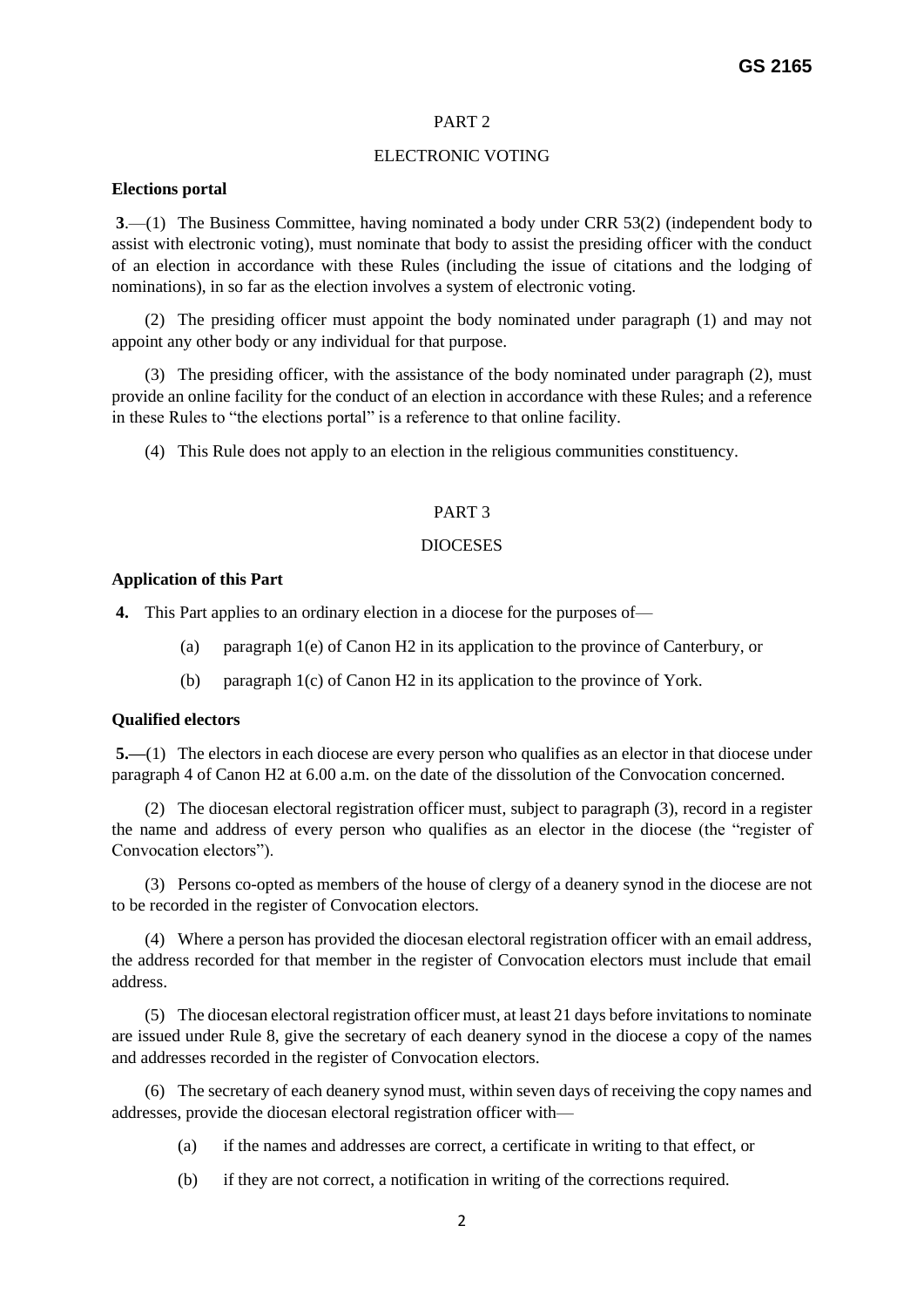PART 2

ELECTRONIC VOTING

**Elections portal**

**3**.—(1) The Business Committee, having nominated a body under CRR 53(2) (independent body to assist with electronic voting), must nominate that body to assist the presiding officer with the conduct of an election in accordance with these Rules (including the issue of citations and the lodging of nominations), in so far as the election involves a system of electronic voting.

(2) The presiding officer must appoint the body nominated under paragraph (1) and may not appoint any other body or any individual for that purpose.

(3) The presiding officer, with the assistance of the body nominated under paragraph (2), must provide an online facility for the conduct of an election in accordance with these Rules; and a reference in these Rules to "the elections portal" is a reference to that online facility.

(4) This Rule does not apply to an election in the religious communities constituency.

PART 3

DIOCESES

**Application of this Part**

**4.** This Part applies to an ordinary election in a diocese for the purposes of—

(a) paragraph 1(e) of Canon H2 in its application to the province of Canterbury, or

(b) paragraph 1(c) of Canon H2 in its application to the province of York.

**Qualified electors**

**5.—**(1) The electors in each diocese are every person who qualifies as an elector in that diocese under paragraph 4 of Canon H2 at 6.00 a.m. on the date of the dissolution of the Convocation concerned.

(2) The diocesan electoral registration officer must, subject to paragraph (3), record in a register the name and address of every person who qualifies as an elector in the diocese (the "register of Convocation electors").

(3) Persons co-opted as members of the house of clergy of a deanery synod in the diocese are not to be recorded in the register of Convocation electors.

(4) Where a person has provided the diocesan electoral registration officer with an email address, the address recorded for that member in the register of Convocation electors must include that email address.

(5) The diocesan electoral registration officer must, at least 21 days before invitations to nominate are issued under Rule 8, give the secretary of each deanery synod in the diocese a copy of the names and addresses recorded in the register of Convocation electors.

(6) The secretary of each deanery synod must, within seven days of receiving the copy names and addresses, provide the diocesan electoral registration officer with—

(a) if the names and addresses are correct, a certificate in writing to that effect, or

(b) if they are not correct, a notification in writing of the corrections required.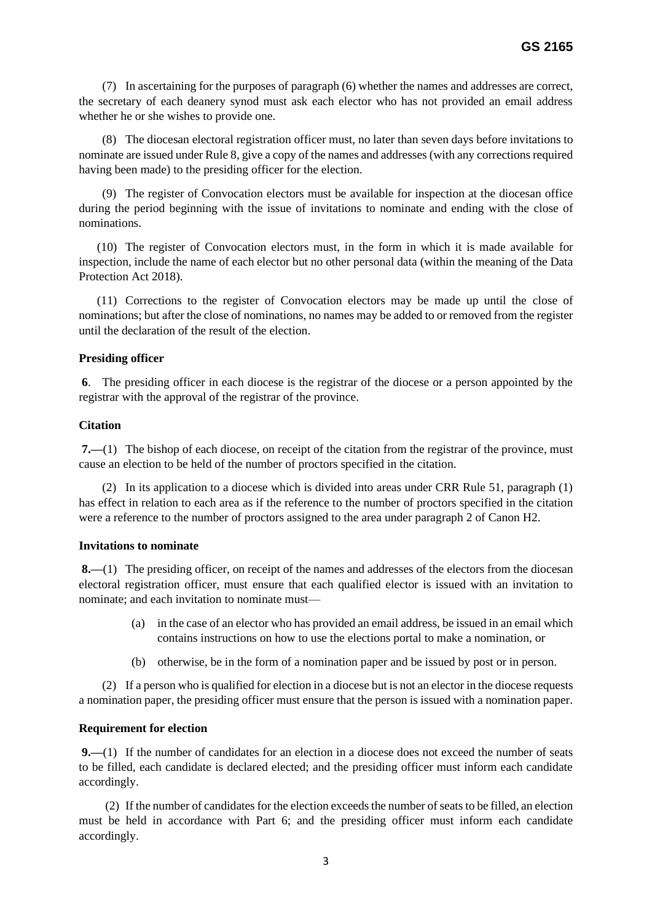(7) In ascertaining for the purposes of paragraph (6) whether the names and addresses are correct, the secretary of each deanery synod must ask each elector who has not provided an email address whether he or she wishes to provide one.

(8) The diocesan electoral registration officer must, no later than seven days before invitations to nominate are issued under Rule 8, give a copy of the names and addresses (with any corrections required having been made) to the presiding officer for the election.

(9) The register of Convocation electors must be available for inspection at the diocesan office during the period beginning with the issue of invitations to nominate and ending with the close of nominations.

(10) The register of Convocation electors must, in the form in which it is made available for inspection, include the name of each elector but no other personal data (within the meaning of the Data Protection Act 2018).

(11) Corrections to the register of Convocation electors may be made up until the close of nominations; but after the close of nominations, no names may be added to or removed from the register until the declaration of the result of the election.

**Presiding officer**

**6**. The presiding officer in each diocese is the registrar of the diocese or a person appointed by the registrar with the approval of the registrar of the province.

**Citation**

**7.**—(1) The bishop of each diocese, on receipt of the citation from the registrar of the province, must cause an election to be held of the number of proctors specified in the citation.

(2) In its application to a diocese which is divided into areas under CRR Rule 51, paragraph (1) has effect in relation to each area as if the reference to the number of proctors specified in the citation were a reference to the number of proctors assigned to the area under paragraph 2 of Canon H2.

**Invitations to nominate**

**8.**—(1) The presiding officer, on receipt of the names and addresses of the electors from the diocesan electoral registration officer, must ensure that each qualified elector is issued with an invitation to nominate; and each invitation to nominate must—

(a) in the case of an elector who has provided an email address, be issued in an email which contains instructions on how to use the elections portal to make a nomination, or

(b) otherwise, be in the form of a nomination paper and be issued by post or in person.

(2) If a person who is qualified for election in a diocese but is not an elector in the diocese requests a nomination paper, the presiding officer must ensure that the person is issued with a nomination paper.

**Requirement for election**

**9.**—(1) If the number of candidates for an election in a diocese does not exceed the number of seats to be filled, each candidate is declared elected; and the presiding officer must inform each candidate accordingly.

(2) If the number of candidates for the election exceeds the number of seats to be filled, an election must be held in accordance with Part 6; and the presiding officer must inform each candidate accordingly.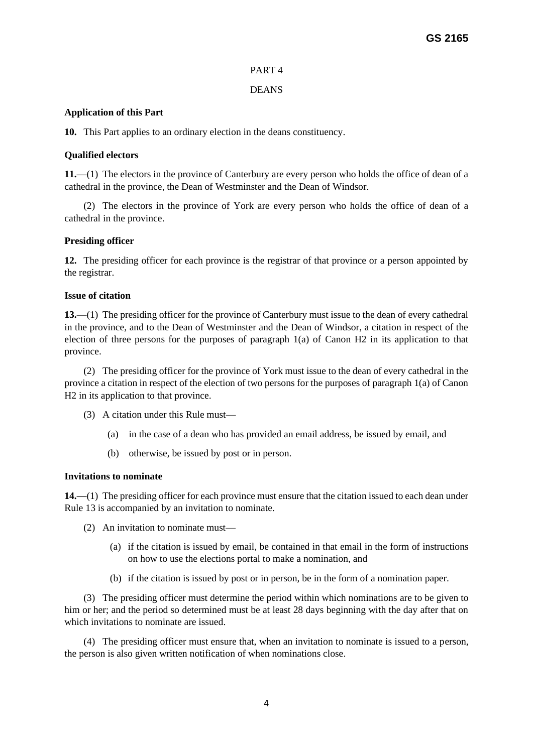PART 4

DEANS

**Application of this Part**

**10.** This Part applies to an ordinary election in the deans constituency.

**Qualified electors**

**11.—**(1) The electors in the province of Canterbury are every person who holds the office of dean of a cathedral in the province, the Dean of Westminster and the Dean of Windsor.

(2) The electors in the province of York are every person who holds the office of dean of a cathedral in the province.

**Presiding officer**

**12.** The presiding officer for each province is the registrar of that province or a person appointed by the registrar.

**Issue of citation**

**13.**—(1) The presiding officer for the province of Canterbury must issue to the dean of every cathedral in the province, and to the Dean of Westminster and the Dean of Windsor, a citation in respect of the election of three persons for the purposes of paragraph 1(a) of Canon H2 in its application to that province.

(2) The presiding officer for the province of York must issue to the dean of every cathedral in the province a citation in respect of the election of two persons for the purposes of paragraph 1(a) of Canon H2 in its application to that province.

(3) A citation under this Rule must—

(a) in the case of a dean who has provided an email address, be issued by email, and

(b) otherwise, be issued by post or in person.

**Invitations to nominate**

**14.—**(1) The presiding officer for each province must ensure that the citation issued to each dean under Rule 13 is accompanied by an invitation to nominate.

(2) An invitation to nominate must—

(a) if the citation is issued by email, be contained in that email in the form of instructions on how to use the elections portal to make a nomination, and

(b) if the citation is issued by post or in person, be in the form of a nomination paper.

(3) The presiding officer must determine the period within which nominations are to be given to him or her; and the period so determined must be at least 28 days beginning with the day after that on which invitations to nominate are issued.

(4) The presiding officer must ensure that, when an invitation to nominate is issued to a person, the person is also given written notification of when nominations close.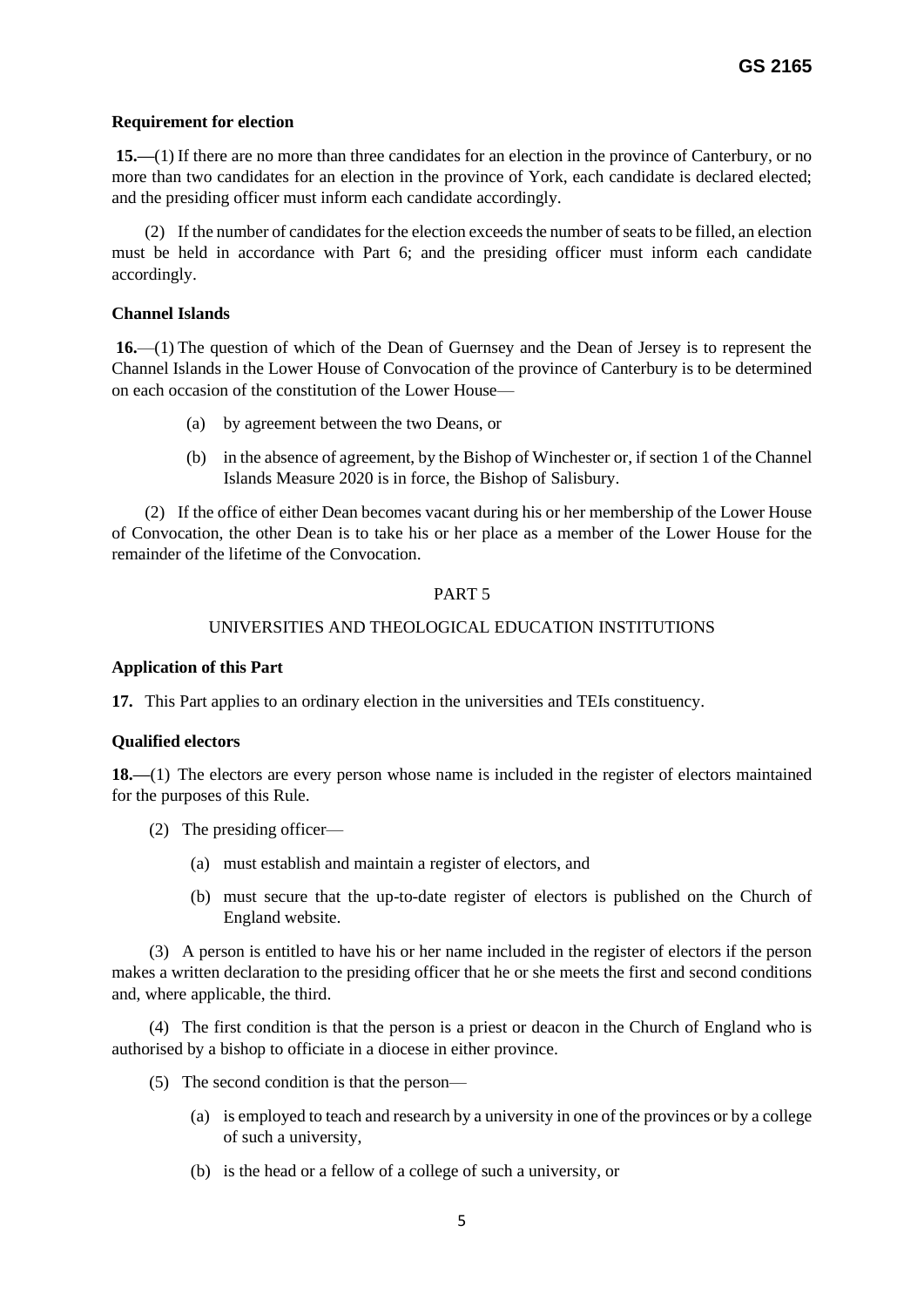**Requirement for election**

**15.**—(1) If there are no more than three candidates for an election in the province of Canterbury, or no more than two candidates for an election in the province of York, each candidate is declared elected; and the presiding officer must inform each candidate accordingly.

(2) If the number of candidates for the election exceeds the number of seats to be filled, an election must be held in accordance with Part 6; and the presiding officer must inform each candidate accordingly.

**Channel Islands**

**16.**—(1) The question of which of the Dean of Guernsey and the Dean of Jersey is to represent the Channel Islands in the Lower House of Convocation of the province of Canterbury is to be determined on each occasion of the constitution of the Lower House—

- (a) by agreement between the two Deans, or
- (b) in the absence of agreement, by the Bishop of Winchester or, if section 1 of the Channel Islands Measure 2020 is in force, the Bishop of Salisbury.

(2) If the office of either Dean becomes vacant during his or her membership of the Lower House of Convocation, the other Dean is to take his or her place as a member of the Lower House for the remainder of the lifetime of the Convocation.

## PART 5

## UNIVERSITIES AND THEOLOGICAL EDUCATION INSTITUTIONS

**Application of this Part**

**17.** This Part applies to an ordinary election in the universities and TEIs constituency.

**Qualified electors**

**18.**—(1) The electors are every person whose name is included in the register of electors maintained for the purposes of this Rule.

(2) The presiding officer—

- (a) must establish and maintain a register of electors, and
- (b) must secure that the up-to-date register of electors is published on the Church of England website.

(3) A person is entitled to have his or her name included in the register of electors if the person makes a written declaration to the presiding officer that he or she meets the first and second conditions and, where applicable, the third.

(4) The first condition is that the person is a priest or deacon in the Church of England who is authorised by a bishop to officiate in a diocese in either province.

(5) The second condition is that the person—

- (a) is employed to teach and research by a university in one of the provinces or by a college of such a university,
- (b) is the head or a fellow of a college of such a university, or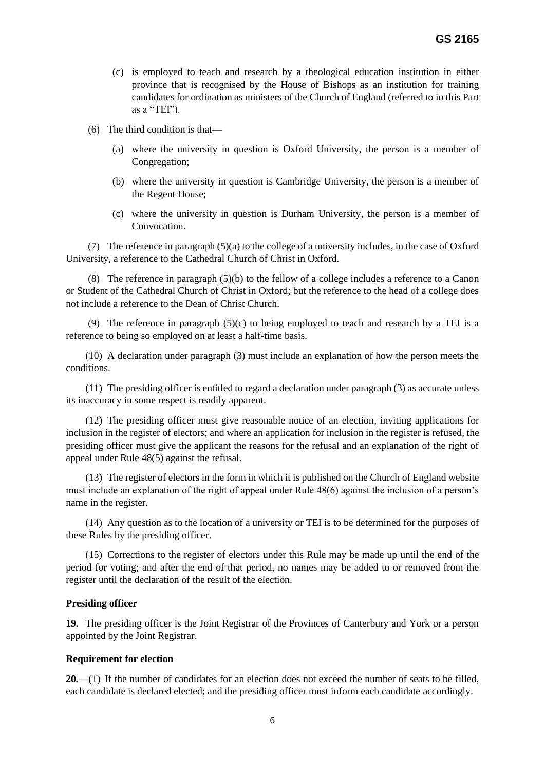(c) is employed to teach and research by a theological education institution in either province that is recognised by the House of Bishops as an institution for training candidates for ordination as ministers of the Church of England (referred to in this Part as a "TEI").

(6) The third condition is that—

(a) where the university in question is Oxford University, the person is a member of Congregation;

(b) where the university in question is Cambridge University, the person is a member of the Regent House;

(c) where the university in question is Durham University, the person is a member of Convocation.

(7) The reference in paragraph (5)(a) to the college of a university includes, in the case of Oxford University, a reference to the Cathedral Church of Christ in Oxford.

(8) The reference in paragraph (5)(b) to the fellow of a college includes a reference to a Canon or Student of the Cathedral Church of Christ in Oxford; but the reference to the head of a college does not include a reference to the Dean of Christ Church.

(9) The reference in paragraph (5)(c) to being employed to teach and research by a TEI is a reference to being so employed on at least a half-time basis.

(10) A declaration under paragraph (3) must include an explanation of how the person meets the conditions.

(11) The presiding officer is entitled to regard a declaration under paragraph (3) as accurate unless its inaccuracy in some respect is readily apparent.

(12) The presiding officer must give reasonable notice of an election, inviting applications for inclusion in the register of electors; and where an application for inclusion in the register is refused, the presiding officer must give the applicant the reasons for the refusal and an explanation of the right of appeal under Rule 48(5) against the refusal.

(13) The register of electors in the form in which it is published on the Church of England website must include an explanation of the right of appeal under Rule 48(6) against the inclusion of a person's name in the register.

(14) Any question as to the location of a university or TEI is to be determined for the purposes of these Rules by the presiding officer.

(15) Corrections to the register of electors under this Rule may be made up until the end of the period for voting; and after the end of that period, no names may be added to or removed from the register until the declaration of the result of the election.

**Presiding officer**

**19.** The presiding officer is the Joint Registrar of the Provinces of Canterbury and York or a person appointed by the Joint Registrar.

**Requirement for election**

**20.—**(1) If the number of candidates for an election does not exceed the number of seats to be filled, each candidate is declared elected; and the presiding officer must inform each candidate accordingly.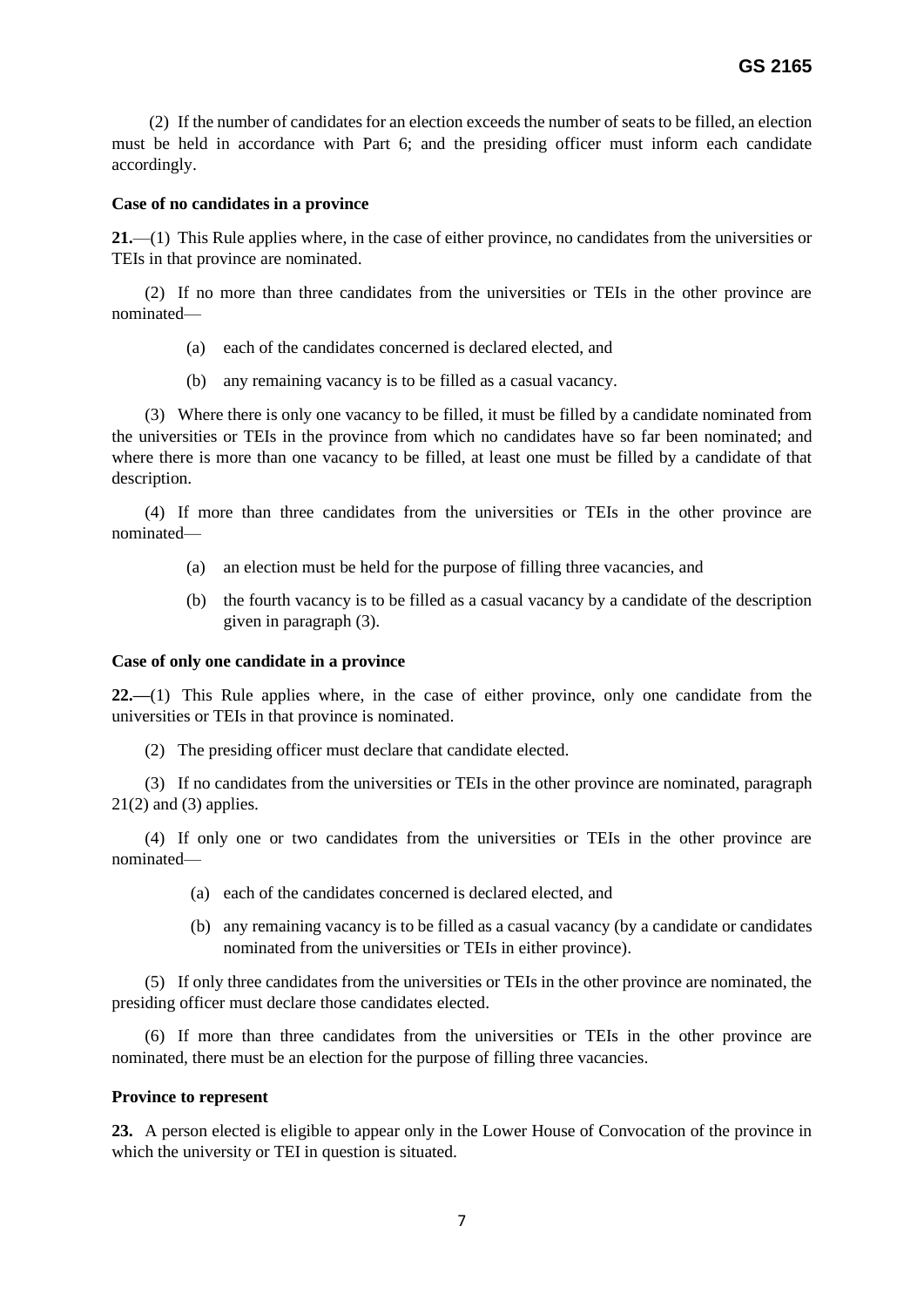(2) If the number of candidates for an election exceeds the number of seats to be filled, an election must be held in accordance with Part 6; and the presiding officer must inform each candidate accordingly.

**Case of no candidates in a province**

**21.**—(1) This Rule applies where, in the case of either province, no candidates from the universities or TEIs in that province are nominated.

(2) If no more than three candidates from the universities or TEIs in the other province are nominated—

(a) each of the candidates concerned is declared elected, and

(b) any remaining vacancy is to be filled as a casual vacancy.

(3) Where there is only one vacancy to be filled, it must be filled by a candidate nominated from the universities or TEIs in the province from which no candidates have so far been nominated; and where there is more than one vacancy to be filled, at least one must be filled by a candidate of that description.

(4) If more than three candidates from the universities or TEIs in the other province are nominated—

(a) an election must be held for the purpose of filling three vacancies, and

(b) the fourth vacancy is to be filled as a casual vacancy by a candidate of the description given in paragraph (3).

**Case of only one candidate in a province**

**22.**—(1) This Rule applies where, in the case of either province, only one candidate from the universities or TEIs in that province is nominated.

(2) The presiding officer must declare that candidate elected.

(3) If no candidates from the universities or TEIs in the other province are nominated, paragraph 21(2) and (3) applies.

(4) If only one or two candidates from the universities or TEIs in the other province are nominated—

(a) each of the candidates concerned is declared elected, and

(b) any remaining vacancy is to be filled as a casual vacancy (by a candidate or candidates nominated from the universities or TEIs in either province).

(5) If only three candidates from the universities or TEIs in the other province are nominated, the presiding officer must declare those candidates elected.

(6) If more than three candidates from the universities or TEIs in the other province are nominated, there must be an election for the purpose of filling three vacancies.

**Province to represent**

**23.** A person elected is eligible to appear only in the Lower House of Convocation of the province in which the university or TEI in question is situated.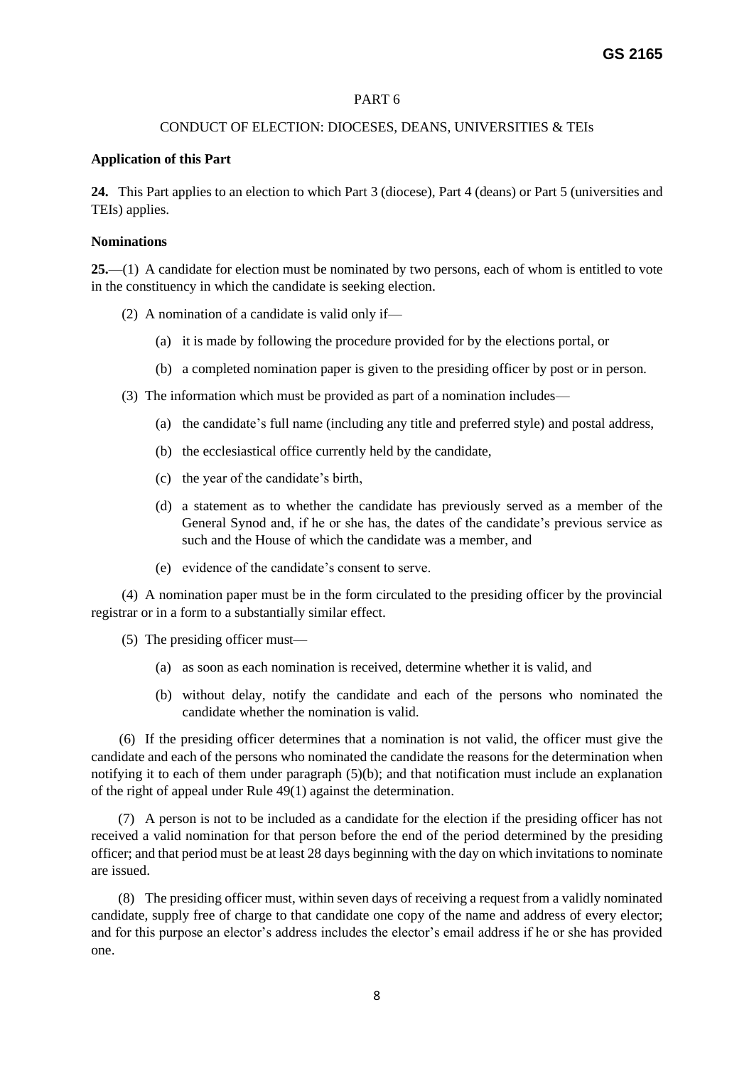PART 6

CONDUCT OF ELECTION: DIOCESES, DEANS, UNIVERSITIES & TEIs

**Application of this Part**

**24.** This Part applies to an election to which Part 3 (diocese), Part 4 (deans) or Part 5 (universities and TEIs) applies.

**Nominations**

**25.**—(1) A candidate for election must be nominated by two persons, each of whom is entitled to vote in the constituency in which the candidate is seeking election.

(2) A nomination of a candidate is valid only if—

(a) it is made by following the procedure provided for by the elections portal, or

(b) a completed nomination paper is given to the presiding officer by post or in person.

(3) The information which must be provided as part of a nomination includes—

(a) the candidate's full name (including any title and preferred style) and postal address,

(b) the ecclesiastical office currently held by the candidate,

(c) the year of the candidate's birth,

(d) a statement as to whether the candidate has previously served as a member of the General Synod and, if he or she has, the dates of the candidate's previous service as such and the House of which the candidate was a member, and

(e) evidence of the candidate's consent to serve.

(4) A nomination paper must be in the form circulated to the presiding officer by the provincial registrar or in a form to a substantially similar effect.

(5) The presiding officer must—

(a) as soon as each nomination is received, determine whether it is valid, and

(b) without delay, notify the candidate and each of the persons who nominated the candidate whether the nomination is valid.

(6) If the presiding officer determines that a nomination is not valid, the officer must give the candidate and each of the persons who nominated the candidate the reasons for the determination when notifying it to each of them under paragraph (5)(b); and that notification must include an explanation of the right of appeal under Rule 49(1) against the determination.

(7) A person is not to be included as a candidate for the election if the presiding officer has not received a valid nomination for that person before the end of the period determined by the presiding officer; and that period must be at least 28 days beginning with the day on which invitations to nominate are issued.

(8) The presiding officer must, within seven days of receiving a request from a validly nominated candidate, supply free of charge to that candidate one copy of the name and address of every elector; and for this purpose an elector's address includes the elector's email address if he or she has provided one.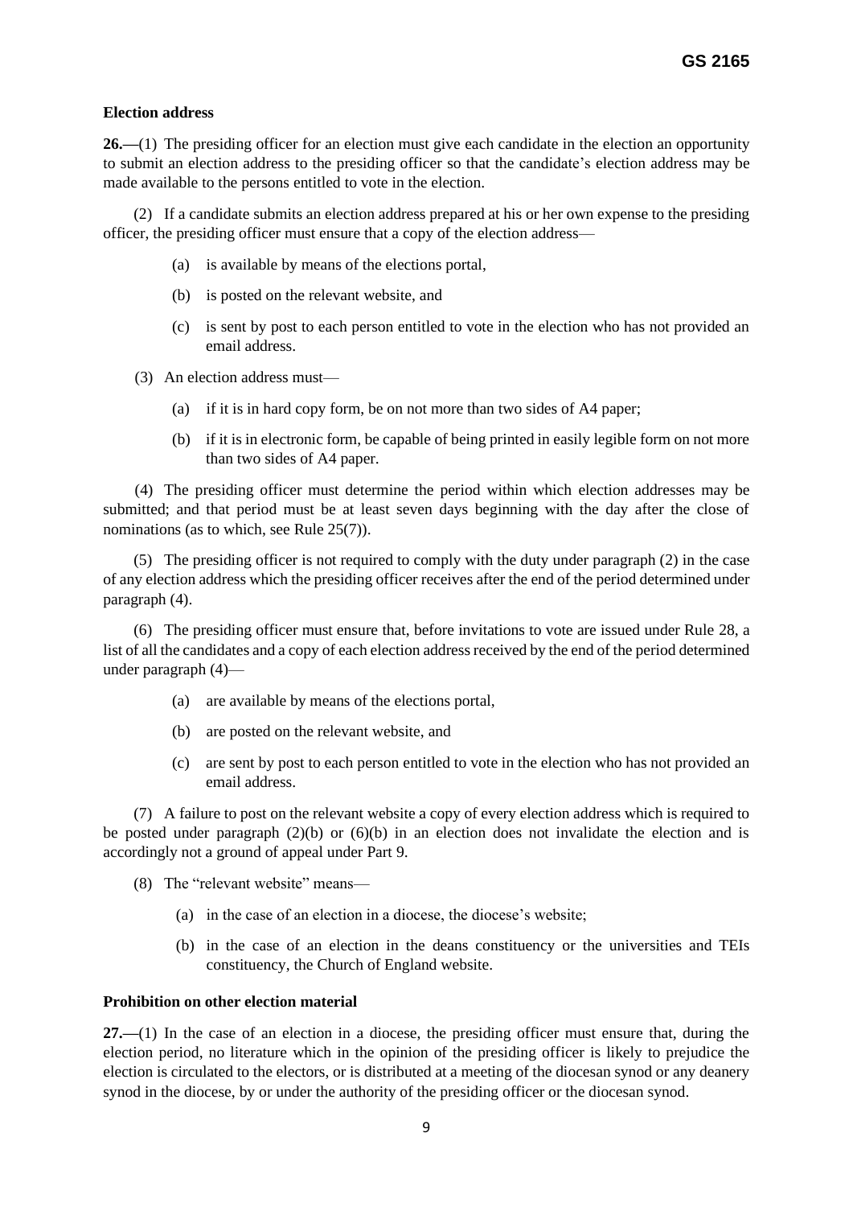**Election address**

**26.—**(1) The presiding officer for an election must give each candidate in the election an opportunity to submit an election address to the presiding officer so that the candidate's election address may be made available to the persons entitled to vote in the election.

(2) If a candidate submits an election address prepared at his or her own expense to the presiding officer, the presiding officer must ensure that a copy of the election address—

(a) is available by means of the elections portal,

(b) is posted on the relevant website, and

(c) is sent by post to each person entitled to vote in the election who has not provided an email address.

(3) An election address must—

(a) if it is in hard copy form, be on not more than two sides of A4 paper;

(b) if it is in electronic form, be capable of being printed in easily legible form on not more than two sides of A4 paper.

(4) The presiding officer must determine the period within which election addresses may be submitted; and that period must be at least seven days beginning with the day after the close of nominations (as to which, see Rule 25(7)).

(5) The presiding officer is not required to comply with the duty under paragraph (2) in the case of any election address which the presiding officer receives after the end of the period determined under paragraph (4).

(6) The presiding officer must ensure that, before invitations to vote are issued under Rule 28, a list of all the candidates and a copy of each election address received by the end of the period determined under paragraph (4)—

(a) are available by means of the elections portal,

(b) are posted on the relevant website, and

(c) are sent by post to each person entitled to vote in the election who has not provided an email address.

(7) A failure to post on the relevant website a copy of every election address which is required to be posted under paragraph (2)(b) or (6)(b) in an election does not invalidate the election and is accordingly not a ground of appeal under Part 9.

(8) The "relevant website" means—

(a) in the case of an election in a diocese, the diocese's website;

(b) in the case of an election in the deans constituency or the universities and TEIs constituency, the Church of England website.

**Prohibition on other election material**

**27.—**(1) In the case of an election in a diocese, the presiding officer must ensure that, during the election period, no literature which in the opinion of the presiding officer is likely to prejudice the election is circulated to the electors, or is distributed at a meeting of the diocesan synod or any deanery synod in the diocese, by or under the authority of the presiding officer or the diocesan synod.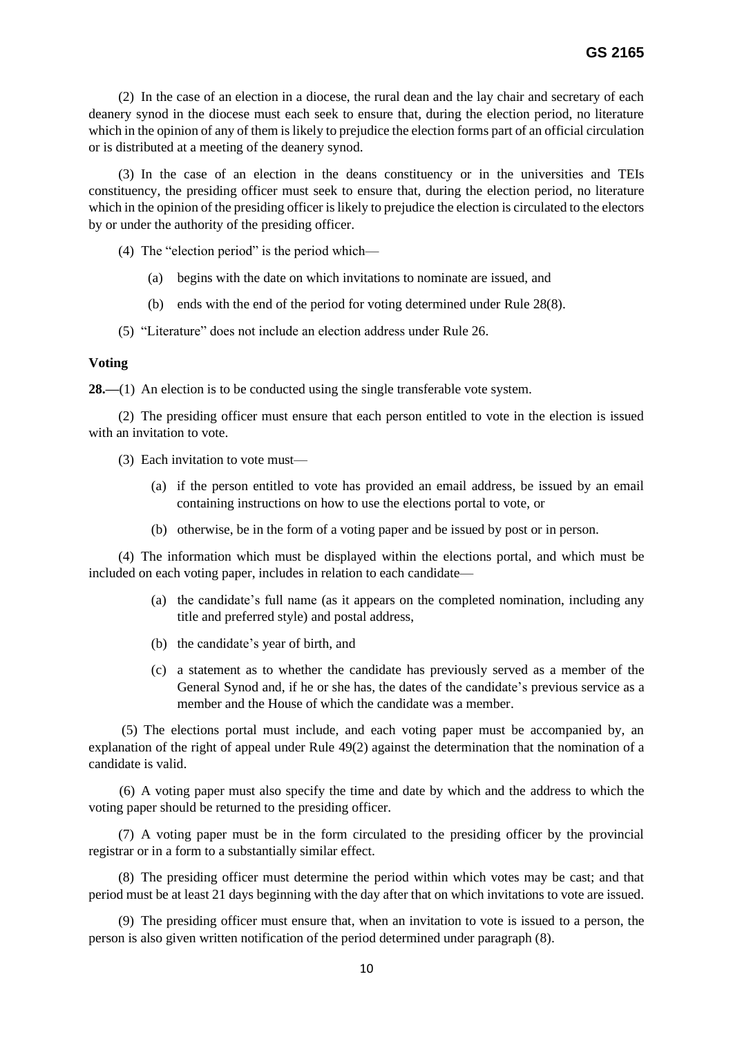(2) In the case of an election in a diocese, the rural dean and the lay chair and secretary of each deanery synod in the diocese must each seek to ensure that, during the election period, no literature which in the opinion of any of them is likely to prejudice the election forms part of an official circulation or is distributed at a meeting of the deanery synod.

(3) In the case of an election in the deans constituency or in the universities and TEIs constituency, the presiding officer must seek to ensure that, during the election period, no literature which in the opinion of the presiding officer is likely to prejudice the election is circulated to the electors by or under the authority of the presiding officer.

(4) The "election period" is the period which—

(a) begins with the date on which invitations to nominate are issued, and

(b) ends with the end of the period for voting determined under Rule 28(8).

(5) "Literature" does not include an election address under Rule 26.

**Voting**

**28.—**(1) An election is to be conducted using the single transferable vote system.

(2) The presiding officer must ensure that each person entitled to vote in the election is issued with an invitation to vote.

(3) Each invitation to vote must—

(a) if the person entitled to vote has provided an email address, be issued by an email containing instructions on how to use the elections portal to vote, or

(b) otherwise, be in the form of a voting paper and be issued by post or in person.

(4) The information which must be displayed within the elections portal, and which must be included on each voting paper, includes in relation to each candidate—

(a) the candidate's full name (as it appears on the completed nomination, including any title and preferred style) and postal address,

(b) the candidate's year of birth, and

(c) a statement as to whether the candidate has previously served as a member of the General Synod and, if he or she has, the dates of the candidate's previous service as a member and the House of which the candidate was a member.

(5) The elections portal must include, and each voting paper must be accompanied by, an explanation of the right of appeal under Rule 49(2) against the determination that the nomination of a candidate is valid.

(6) A voting paper must also specify the time and date by which and the address to which the voting paper should be returned to the presiding officer.

(7) A voting paper must be in the form circulated to the presiding officer by the provincial registrar or in a form to a substantially similar effect.

(8) The presiding officer must determine the period within which votes may be cast; and that period must be at least 21 days beginning with the day after that on which invitations to vote are issued.

(9) The presiding officer must ensure that, when an invitation to vote is issued to a person, the person is also given written notification of the period determined under paragraph (8).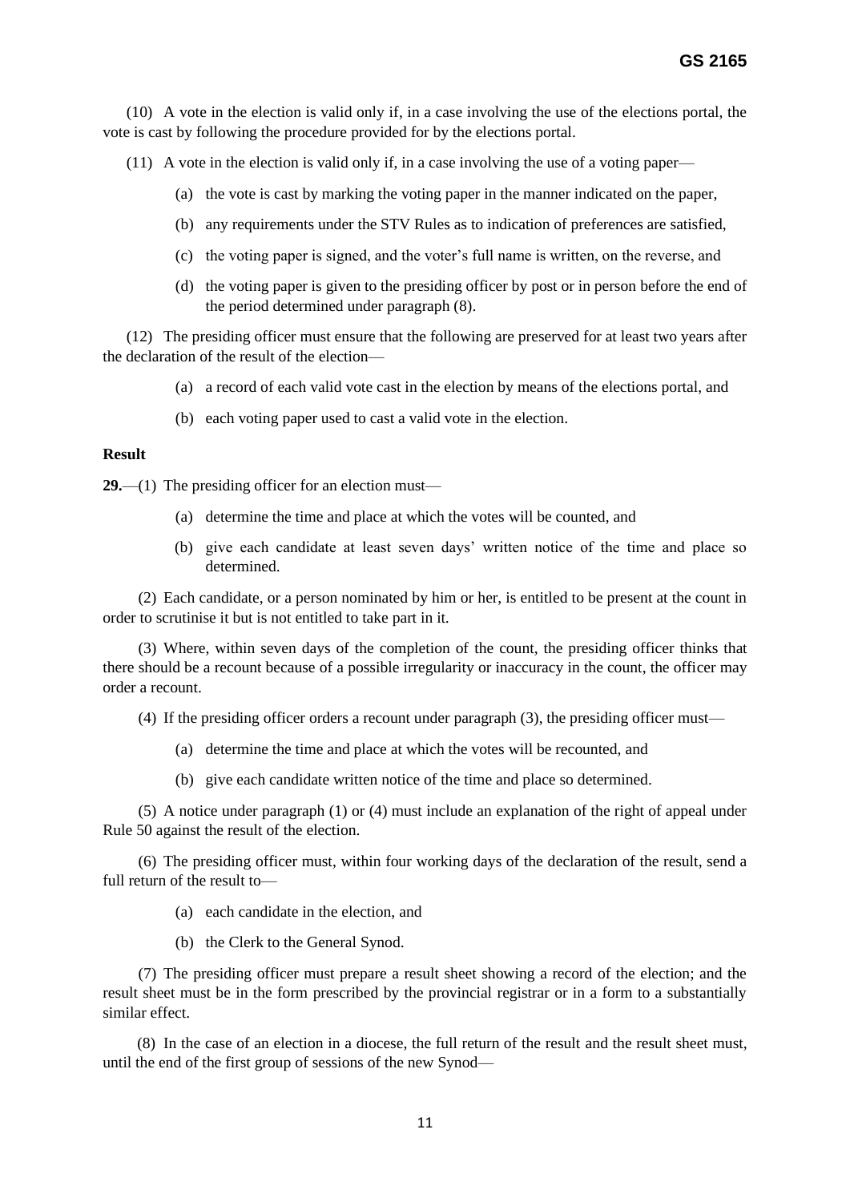(10) A vote in the election is valid only if, in a case involving the use of the elections portal, the vote is cast by following the procedure provided for by the elections portal.

(11) A vote in the election is valid only if, in a case involving the use of a voting paper—

- (a) the vote is cast by marking the voting paper in the manner indicated on the paper,
- (b) any requirements under the STV Rules as to indication of preferences are satisfied,
- (c) the voting paper is signed, and the voter's full name is written, on the reverse, and
- (d) the voting paper is given to the presiding officer by post or in person before the end of the period determined under paragraph (8).

(12) The presiding officer must ensure that the following are preserved for at least two years after the declaration of the result of the election—

- (a) a record of each valid vote cast in the election by means of the elections portal, and
- (b) each voting paper used to cast a valid vote in the election.

**Result**

**29.**—(1) The presiding officer for an election must—

- (a) determine the time and place at which the votes will be counted, and
- (b) give each candidate at least seven days' written notice of the time and place so determined.

(2) Each candidate, or a person nominated by him or her, is entitled to be present at the count in order to scrutinise it but is not entitled to take part in it.

(3) Where, within seven days of the completion of the count, the presiding officer thinks that there should be a recount because of a possible irregularity or inaccuracy in the count, the officer may order a recount.

(4) If the presiding officer orders a recount under paragraph (3), the presiding officer must—

- (a) determine the time and place at which the votes will be recounted, and
- (b) give each candidate written notice of the time and place so determined.

(5) A notice under paragraph (1) or (4) must include an explanation of the right of appeal under Rule 50 against the result of the election.

(6) The presiding officer must, within four working days of the declaration of the result, send a full return of the result to—

- (a) each candidate in the election, and
- (b) the Clerk to the General Synod.

(7) The presiding officer must prepare a result sheet showing a record of the election; and the result sheet must be in the form prescribed by the provincial registrar or in a form to a substantially similar effect.

(8) In the case of an election in a diocese, the full return of the result and the result sheet must, until the end of the first group of sessions of the new Synod—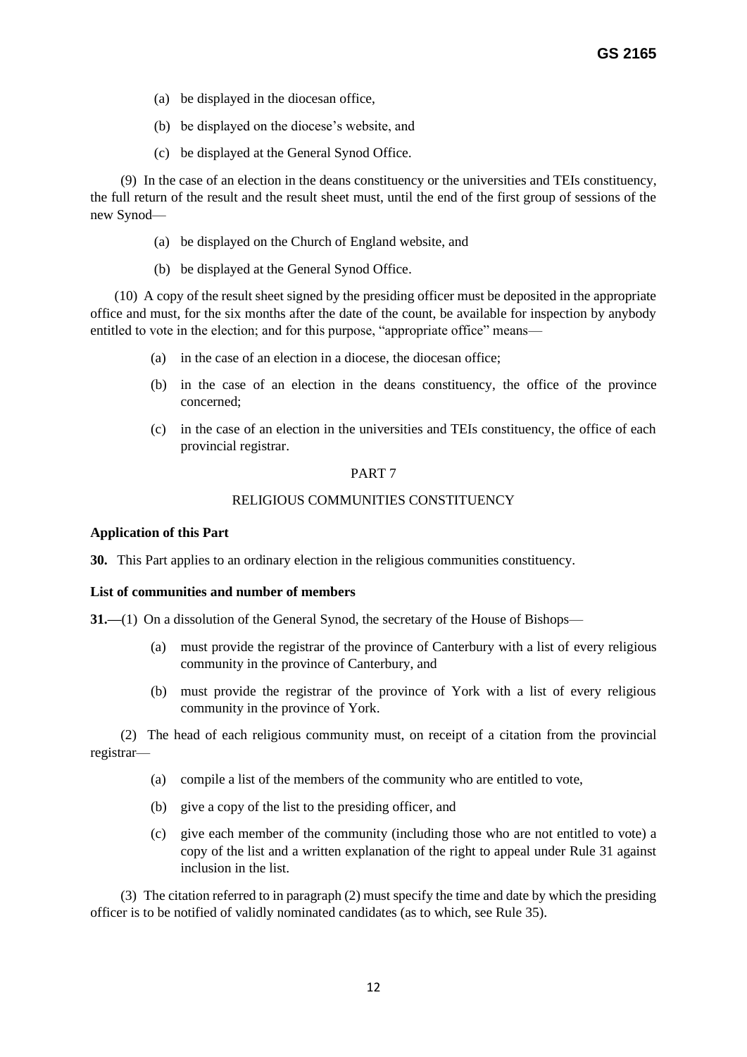(a) be displayed in the diocesan office,

(b) be displayed on the diocese's website, and

(c) be displayed at the General Synod Office.

(9) In the case of an election in the deans constituency or the universities and TEIs constituency, the full return of the result and the result sheet must, until the end of the first group of sessions of the new Synod—

(a) be displayed on the Church of England website, and

(b) be displayed at the General Synod Office.

(10) A copy of the result sheet signed by the presiding officer must be deposited in the appropriate office and must, for the six months after the date of the count, be available for inspection by anybody entitled to vote in the election; and for this purpose, "appropriate office" means—

(a) in the case of an election in a diocese, the diocesan office;

(b) in the case of an election in the deans constituency, the office of the province concerned;

(c) in the case of an election in the universities and TEIs constituency, the office of each provincial registrar.

## PART 7

## RELIGIOUS COMMUNITIES CONSTITUENCY

**Application of this Part**

**30.** This Part applies to an ordinary election in the religious communities constituency.

**List of communities and number of members**

**31.—**(1) On a dissolution of the General Synod, the secretary of the House of Bishops—

(a) must provide the registrar of the province of Canterbury with a list of every religious community in the province of Canterbury, and

(b) must provide the registrar of the province of York with a list of every religious community in the province of York.

(2) The head of each religious community must, on receipt of a citation from the provincial registrar—

(a) compile a list of the members of the community who are entitled to vote,

(b) give a copy of the list to the presiding officer, and

(c) give each member of the community (including those who are not entitled to vote) a copy of the list and a written explanation of the right to appeal under Rule 31 against inclusion in the list.

(3) The citation referred to in paragraph (2) must specify the time and date by which the presiding officer is to be notified of validly nominated candidates (as to which, see Rule 35).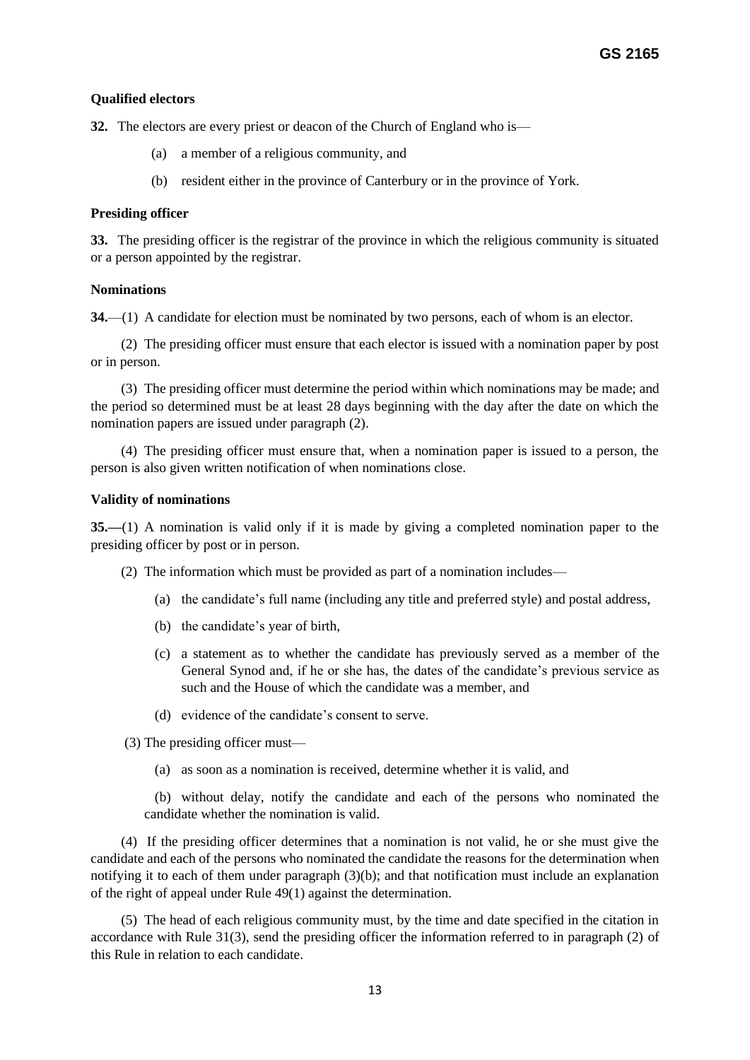**Qualified electors**

**32.** The electors are every priest or deacon of the Church of England who is—

(a) a member of a religious community, and

(b) resident either in the province of Canterbury or in the province of York.

**Presiding officer**

**33.** The presiding officer is the registrar of the province in which the religious community is situated or a person appointed by the registrar.

**Nominations**

**34.**—(1) A candidate for election must be nominated by two persons, each of whom is an elector.

(2) The presiding officer must ensure that each elector is issued with a nomination paper by post or in person.

(3) The presiding officer must determine the period within which nominations may be made; and the period so determined must be at least 28 days beginning with the day after the date on which the nomination papers are issued under paragraph (2).

(4) The presiding officer must ensure that, when a nomination paper is issued to a person, the person is also given written notification of when nominations close.

**Validity of nominations**

**35.—**(1) A nomination is valid only if it is made by giving a completed nomination paper to the presiding officer by post or in person.

(2) The information which must be provided as part of a nomination includes—

(a) the candidate's full name (including any title and preferred style) and postal address,

(b) the candidate's year of birth,

(c) a statement as to whether the candidate has previously served as a member of the General Synod and, if he or she has, the dates of the candidate's previous service as such and the House of which the candidate was a member, and

(d) evidence of the candidate's consent to serve.

(3) The presiding officer must—

(a) as soon as a nomination is received, determine whether it is valid, and

(b) without delay, notify the candidate and each of the persons who nominated the candidate whether the nomination is valid.

(4) If the presiding officer determines that a nomination is not valid, he or she must give the candidate and each of the persons who nominated the candidate the reasons for the determination when notifying it to each of them under paragraph (3)(b); and that notification must include an explanation of the right of appeal under Rule 49(1) against the determination.

(5) The head of each religious community must, by the time and date specified in the citation in accordance with Rule 31(3), send the presiding officer the information referred to in paragraph (2) of this Rule in relation to each candidate.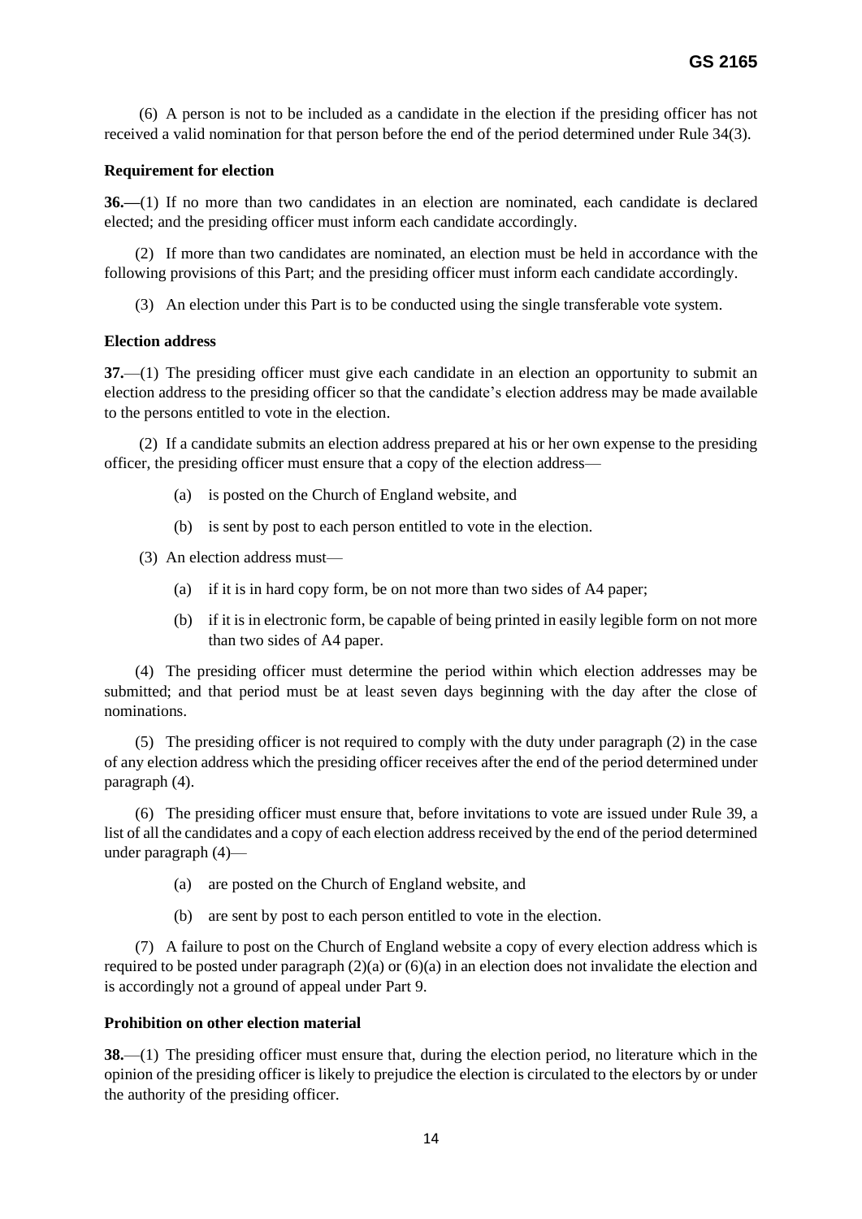(6) A person is not to be included as a candidate in the election if the presiding officer has not received a valid nomination for that person before the end of the period determined under Rule 34(3).

**Requirement for election**

**36.—**(1) If no more than two candidates in an election are nominated, each candidate is declared elected; and the presiding officer must inform each candidate accordingly.

(2) If more than two candidates are nominated, an election must be held in accordance with the following provisions of this Part; and the presiding officer must inform each candidate accordingly.

(3) An election under this Part is to be conducted using the single transferable vote system.

**Election address**

**37.**—(1) The presiding officer must give each candidate in an election an opportunity to submit an election address to the presiding officer so that the candidate's election address may be made available to the persons entitled to vote in the election.

(2) If a candidate submits an election address prepared at his or her own expense to the presiding officer, the presiding officer must ensure that a copy of the election address—

(a) is posted on the Church of England website, and

(b) is sent by post to each person entitled to vote in the election.

(3) An election address must—

(a) if it is in hard copy form, be on not more than two sides of A4 paper;

(b) if it is in electronic form, be capable of being printed in easily legible form on not more than two sides of A4 paper.

(4) The presiding officer must determine the period within which election addresses may be submitted; and that period must be at least seven days beginning with the day after the close of nominations.

(5) The presiding officer is not required to comply with the duty under paragraph (2) in the case of any election address which the presiding officer receives after the end of the period determined under paragraph (4).

(6) The presiding officer must ensure that, before invitations to vote are issued under Rule 39, a list of all the candidates and a copy of each election address received by the end of the period determined under paragraph (4)—

(a) are posted on the Church of England website, and

(b) are sent by post to each person entitled to vote in the election.

(7) A failure to post on the Church of England website a copy of every election address which is required to be posted under paragraph (2)(a) or (6)(a) in an election does not invalidate the election and is accordingly not a ground of appeal under Part 9.

**Prohibition on other election material**

**38.**—(1) The presiding officer must ensure that, during the election period, no literature which in the opinion of the presiding officer is likely to prejudice the election is circulated to the electors by or under the authority of the presiding officer.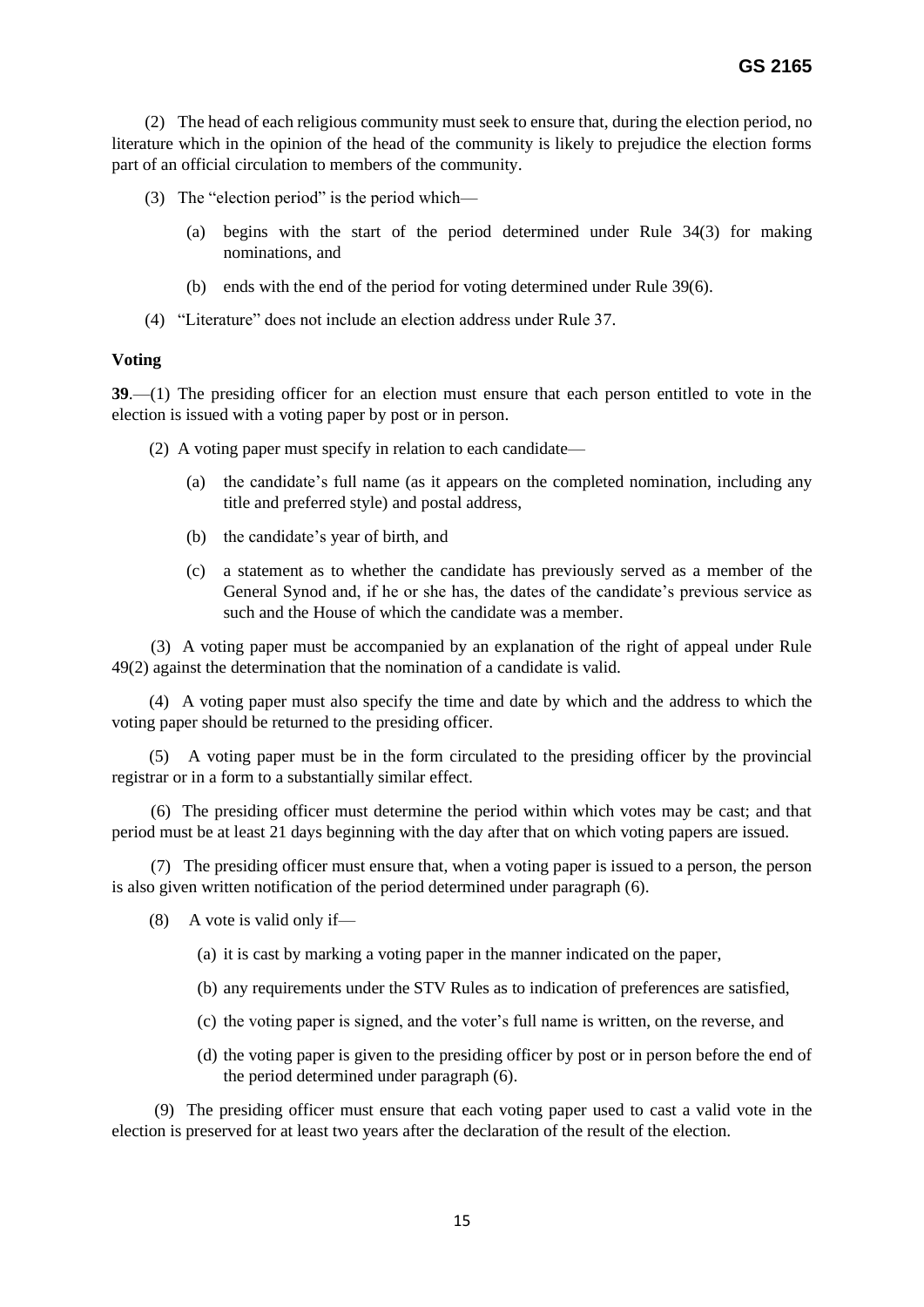(2) The head of each religious community must seek to ensure that, during the election period, no literature which in the opinion of the head of the community is likely to prejudice the election forms part of an official circulation to members of the community.

(3) The "election period" is the period which—

(a) begins with the start of the period determined under Rule 34(3) for making nominations, and

(b) ends with the end of the period for voting determined under Rule 39(6).

(4) "Literature" does not include an election address under Rule 37.

**Voting**

**39**.—(1) The presiding officer for an election must ensure that each person entitled to vote in the election is issued with a voting paper by post or in person.

(2) A voting paper must specify in relation to each candidate—

(a) the candidate's full name (as it appears on the completed nomination, including any title and preferred style) and postal address,

(b) the candidate's year of birth, and

(c) a statement as to whether the candidate has previously served as a member of the General Synod and, if he or she has, the dates of the candidate's previous service as such and the House of which the candidate was a member.

(3) A voting paper must be accompanied by an explanation of the right of appeal under Rule 49(2) against the determination that the nomination of a candidate is valid.

(4) A voting paper must also specify the time and date by which and the address to which the voting paper should be returned to the presiding officer.

(5) A voting paper must be in the form circulated to the presiding officer by the provincial registrar or in a form to a substantially similar effect.

(6) The presiding officer must determine the period within which votes may be cast; and that period must be at least 21 days beginning with the day after that on which voting papers are issued.

(7) The presiding officer must ensure that, when a voting paper is issued to a person, the person is also given written notification of the period determined under paragraph (6).

(8) A vote is valid only if—

(a) it is cast by marking a voting paper in the manner indicated on the paper,

(b) any requirements under the STV Rules as to indication of preferences are satisfied,

(c) the voting paper is signed, and the voter's full name is written, on the reverse, and

(d) the voting paper is given to the presiding officer by post or in person before the end of the period determined under paragraph (6).

(9) The presiding officer must ensure that each voting paper used to cast a valid vote in the election is preserved for at least two years after the declaration of the result of the election.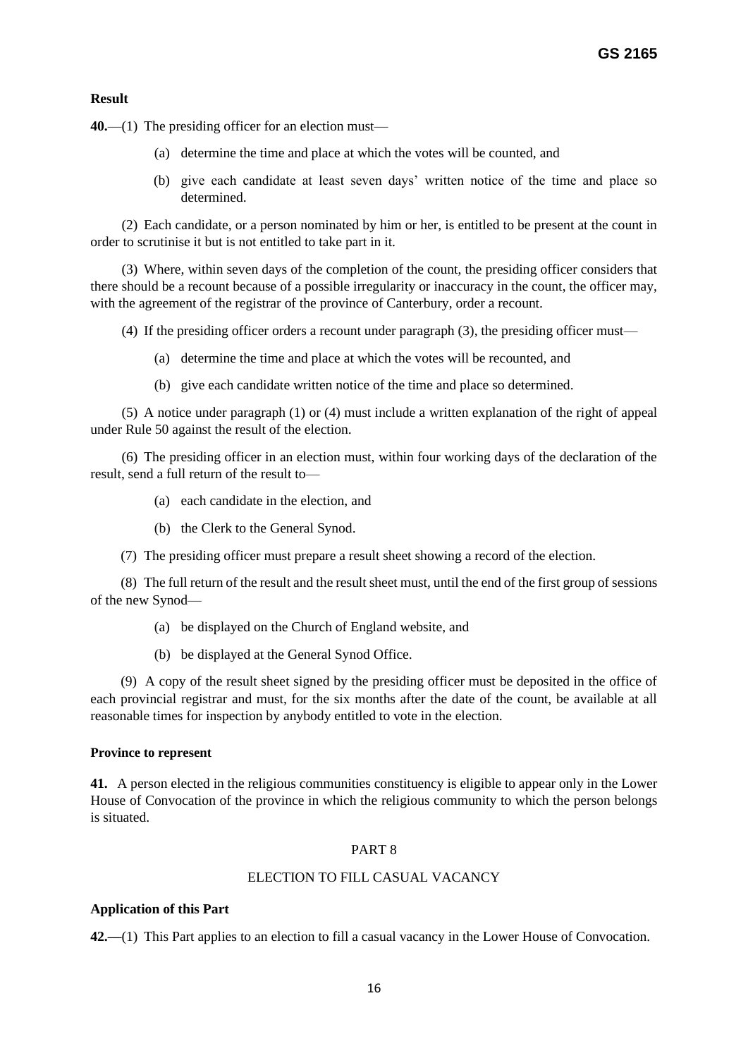**Result**

**40.**—(1) The presiding officer for an election must—

(a) determine the time and place at which the votes will be counted, and

(b) give each candidate at least seven days' written notice of the time and place so determined.

(2) Each candidate, or a person nominated by him or her, is entitled to be present at the count in order to scrutinise it but is not entitled to take part in it.

(3) Where, within seven days of the completion of the count, the presiding officer considers that there should be a recount because of a possible irregularity or inaccuracy in the count, the officer may, with the agreement of the registrar of the province of Canterbury, order a recount.

(4) If the presiding officer orders a recount under paragraph (3), the presiding officer must—

(a) determine the time and place at which the votes will be recounted, and

(b) give each candidate written notice of the time and place so determined.

(5) A notice under paragraph (1) or (4) must include a written explanation of the right of appeal under Rule 50 against the result of the election.

(6) The presiding officer in an election must, within four working days of the declaration of the result, send a full return of the result to—

(a) each candidate in the election, and

(b) the Clerk to the General Synod.

(7) The presiding officer must prepare a result sheet showing a record of the election.

(8) The full return of the result and the result sheet must, until the end of the first group of sessions of the new Synod—

(a) be displayed on the Church of England website, and

(b) be displayed at the General Synod Office.

(9) A copy of the result sheet signed by the presiding officer must be deposited in the office of each provincial registrar and must, for the six months after the date of the count, be available at all reasonable times for inspection by anybody entitled to vote in the election.

**Province to represent**

**41.** A person elected in the religious communities constituency is eligible to appear only in the Lower House of Convocation of the province in which the religious community to which the person belongs is situated.

PART 8

ELECTION TO FILL CASUAL VACANCY

**Application of this Part**

**42.—**(1) This Part applies to an election to fill a casual vacancy in the Lower House of Convocation.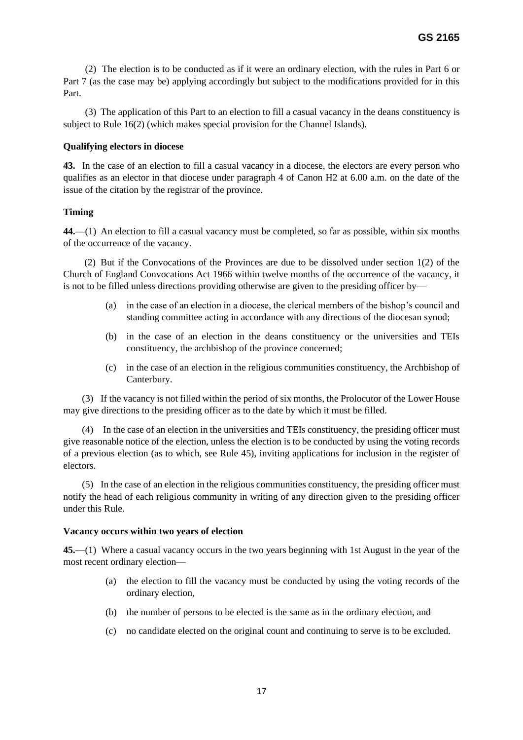(2) The election is to be conducted as if it were an ordinary election, with the rules in Part 6 or Part 7 (as the case may be) applying accordingly but subject to the modifications provided for in this Part.

(3) The application of this Part to an election to fill a casual vacancy in the deans constituency is subject to Rule 16(2) (which makes special provision for the Channel Islands).

**Qualifying electors in diocese**

**43.** In the case of an election to fill a casual vacancy in a diocese, the electors are every person who qualifies as an elector in that diocese under paragraph 4 of Canon H2 at 6.00 a.m. on the date of the issue of the citation by the registrar of the province.

**Timing**

**44.**—(1) An election to fill a casual vacancy must be completed, so far as possible, within six months of the occurrence of the vacancy.

(2) But if the Convocations of the Provinces are due to be dissolved under section 1(2) of the Church of England Convocations Act 1966 within twelve months of the occurrence of the vacancy, it is not to be filled unless directions providing otherwise are given to the presiding officer by—

- (a) in the case of an election in a diocese, the clerical members of the bishop's council and standing committee acting in accordance with any directions of the diocesan synod;
- (b) in the case of an election in the deans constituency or the universities and TEIs constituency, the archbishop of the province concerned;
- (c) in the case of an election in the religious communities constituency, the Archbishop of Canterbury.

(3) If the vacancy is not filled within the period of six months, the Prolocutor of the Lower House may give directions to the presiding officer as to the date by which it must be filled.

(4) In the case of an election in the universities and TEIs constituency, the presiding officer must give reasonable notice of the election, unless the election is to be conducted by using the voting records of a previous election (as to which, see Rule 45), inviting applications for inclusion in the register of electors.

(5) In the case of an election in the religious communities constituency, the presiding officer must notify the head of each religious community in writing of any direction given to the presiding officer under this Rule.

**Vacancy occurs within two years of election**

**45.**—(1) Where a casual vacancy occurs in the two years beginning with 1st August in the year of the most recent ordinary election—

- (a) the election to fill the vacancy must be conducted by using the voting records of the ordinary election,
- (b) the number of persons to be elected is the same as in the ordinary election, and
- (c) no candidate elected on the original count and continuing to serve is to be excluded.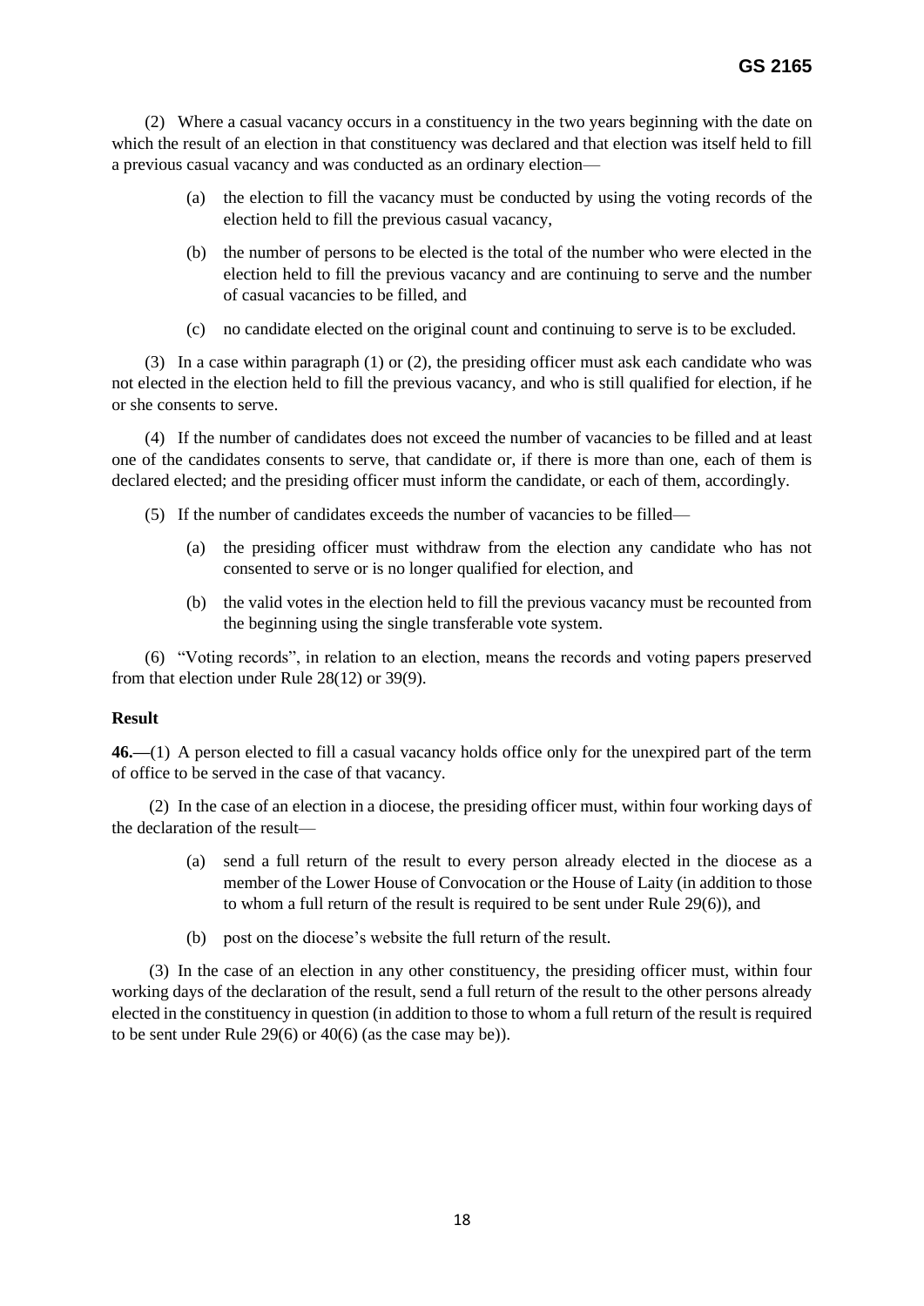(2) Where a casual vacancy occurs in a constituency in the two years beginning with the date on which the result of an election in that constituency was declared and that election was itself held to fill a previous casual vacancy and was conducted as an ordinary election—

> (a) the election to fill the vacancy must be conducted by using the voting records of the election held to fill the previous casual vacancy,
>
> (b) the number of persons to be elected is the total of the number who were elected in the election held to fill the previous vacancy and are continuing to serve and the number of casual vacancies to be filled, and
>
> (c) no candidate elected on the original count and continuing to serve is to be excluded.

(3) In a case within paragraph (1) or (2), the presiding officer must ask each candidate who was not elected in the election held to fill the previous vacancy, and who is still qualified for election, if he or she consents to serve.

(4) If the number of candidates does not exceed the number of vacancies to be filled and at least one of the candidates consents to serve, that candidate or, if there is more than one, each of them is declared elected; and the presiding officer must inform the candidate, or each of them, accordingly.

(5) If the number of candidates exceeds the number of vacancies to be filled—

> (a) the presiding officer must withdraw from the election any candidate who has not consented to serve or is no longer qualified for election, and
>
> (b) the valid votes in the election held to fill the previous vacancy must be recounted from the beginning using the single transferable vote system.

(6) "Voting records", in relation to an election, means the records and voting papers preserved from that election under Rule 28(12) or 39(9).

**Result**

**46.—**(1) A person elected to fill a casual vacancy holds office only for the unexpired part of the term of office to be served in the case of that vacancy.

(2) In the case of an election in a diocese, the presiding officer must, within four working days of the declaration of the result—

> (a) send a full return of the result to every person already elected in the diocese as a member of the Lower House of Convocation or the House of Laity (in addition to those to whom a full return of the result is required to be sent under Rule 29(6)), and
>
> (b) post on the diocese's website the full return of the result.

(3) In the case of an election in any other constituency, the presiding officer must, within four working days of the declaration of the result, send a full return of the result to the other persons already elected in the constituency in question (in addition to those to whom a full return of the result is required to be sent under Rule 29(6) or 40(6) (as the case may be)).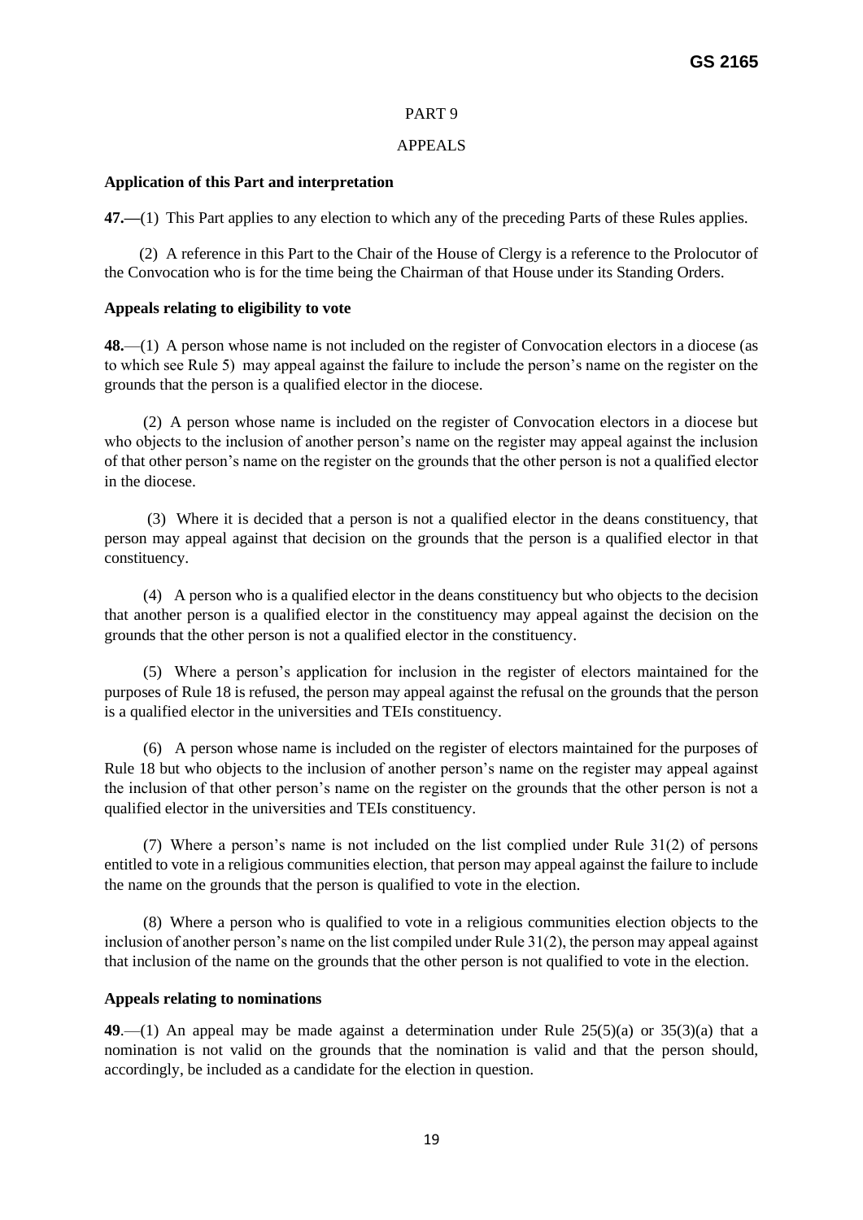PART 9

APPEALS

**Application of this Part and interpretation**

**47.—**(1) This Part applies to any election to which any of the preceding Parts of these Rules applies.

(2) A reference in this Part to the Chair of the House of Clergy is a reference to the Prolocutor of the Convocation who is for the time being the Chairman of that House under its Standing Orders.

**Appeals relating to eligibility to vote**

**48.**—(1) A person whose name is not included on the register of Convocation electors in a diocese (as to which see Rule 5) may appeal against the failure to include the person's name on the register on the grounds that the person is a qualified elector in the diocese.

(2) A person whose name is included on the register of Convocation electors in a diocese but who objects to the inclusion of another person's name on the register may appeal against the inclusion of that other person's name on the register on the grounds that the other person is not a qualified elector in the diocese.

(3) Where it is decided that a person is not a qualified elector in the deans constituency, that person may appeal against that decision on the grounds that the person is a qualified elector in that constituency.

(4) A person who is a qualified elector in the deans constituency but who objects to the decision that another person is a qualified elector in the constituency may appeal against the decision on the grounds that the other person is not a qualified elector in the constituency.

(5) Where a person's application for inclusion in the register of electors maintained for the purposes of Rule 18 is refused, the person may appeal against the refusal on the grounds that the person is a qualified elector in the universities and TEIs constituency.

(6) A person whose name is included on the register of electors maintained for the purposes of Rule 18 but who objects to the inclusion of another person's name on the register may appeal against the inclusion of that other person's name on the register on the grounds that the other person is not a qualified elector in the universities and TEIs constituency.

(7) Where a person's name is not included on the list complied under Rule 31(2) of persons entitled to vote in a religious communities election, that person may appeal against the failure to include the name on the grounds that the person is qualified to vote in the election.

(8) Where a person who is qualified to vote in a religious communities election objects to the inclusion of another person's name on the list compiled under Rule 31(2), the person may appeal against that inclusion of the name on the grounds that the other person is not qualified to vote in the election.

**Appeals relating to nominations**

**49**.—(1) An appeal may be made against a determination under Rule 25(5)(a) or 35(3)(a) that a nomination is not valid on the grounds that the nomination is valid and that the person should, accordingly, be included as a candidate for the election in question.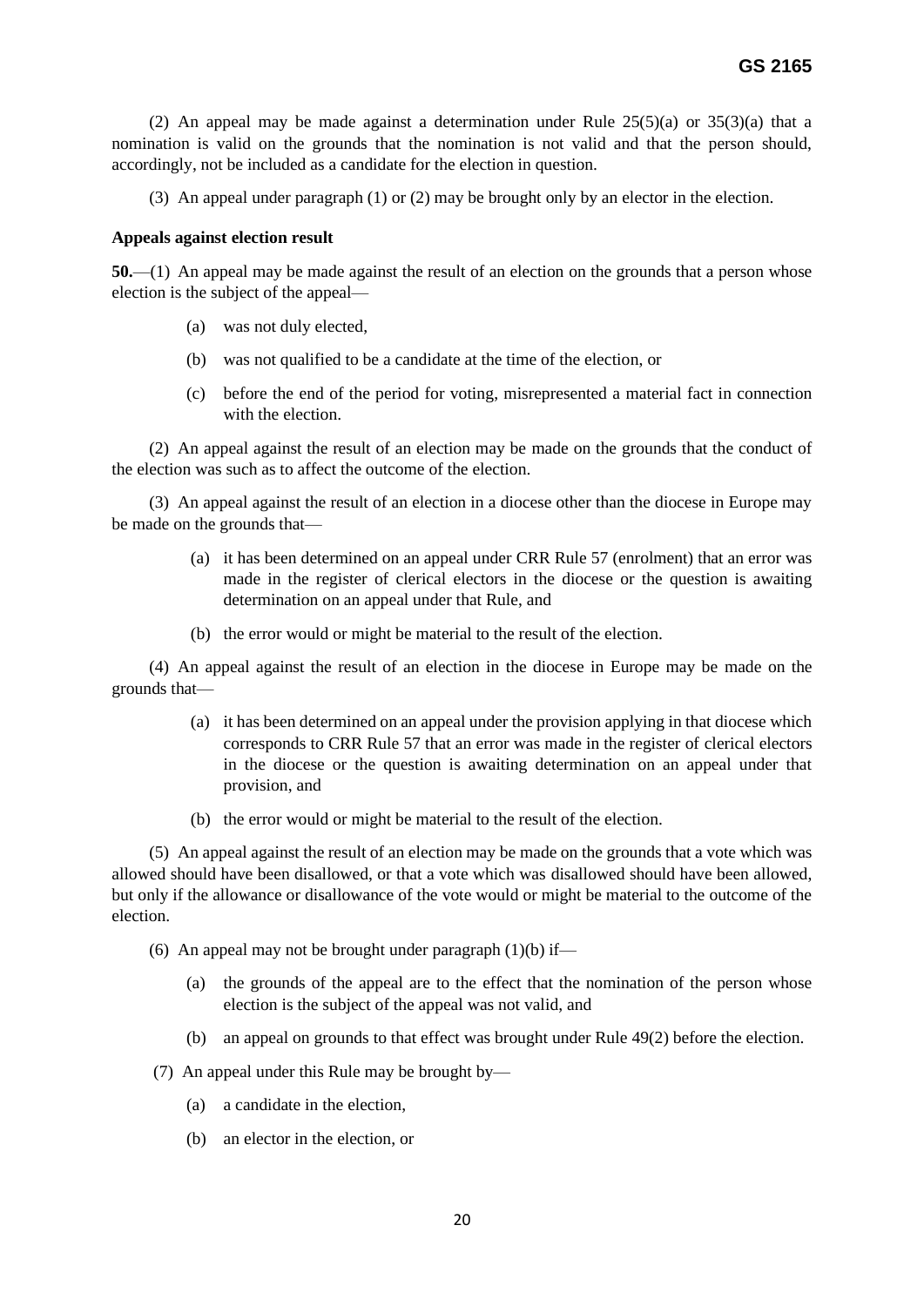(2) An appeal may be made against a determination under Rule 25(5)(a) or 35(3)(a) that a nomination is valid on the grounds that the nomination is not valid and that the person should, accordingly, not be included as a candidate for the election in question.

(3) An appeal under paragraph (1) or (2) may be brought only by an elector in the election.

**Appeals against election result**

**50.**—(1) An appeal may be made against the result of an election on the grounds that a person whose election is the subject of the appeal—

(a) was not duly elected,

(b) was not qualified to be a candidate at the time of the election, or

(c) before the end of the period for voting, misrepresented a material fact in connection with the election.

(2) An appeal against the result of an election may be made on the grounds that the conduct of the election was such as to affect the outcome of the election.

(3) An appeal against the result of an election in a diocese other than the diocese in Europe may be made on the grounds that—

(a) it has been determined on an appeal under CRR Rule 57 (enrolment) that an error was made in the register of clerical electors in the diocese or the question is awaiting determination on an appeal under that Rule, and

(b) the error would or might be material to the result of the election.

(4) An appeal against the result of an election in the diocese in Europe may be made on the grounds that—

(a) it has been determined on an appeal under the provision applying in that diocese which corresponds to CRR Rule 57 that an error was made in the register of clerical electors in the diocese or the question is awaiting determination on an appeal under that provision, and

(b) the error would or might be material to the result of the election.

(5) An appeal against the result of an election may be made on the grounds that a vote which was allowed should have been disallowed, or that a vote which was disallowed should have been allowed, but only if the allowance or disallowance of the vote would or might be material to the outcome of the election.

(6) An appeal may not be brought under paragraph (1)(b) if—

(a) the grounds of the appeal are to the effect that the nomination of the person whose election is the subject of the appeal was not valid, and

(b) an appeal on grounds to that effect was brought under Rule 49(2) before the election.

(7) An appeal under this Rule may be brought by—

(a) a candidate in the election,

(b) an elector in the election, or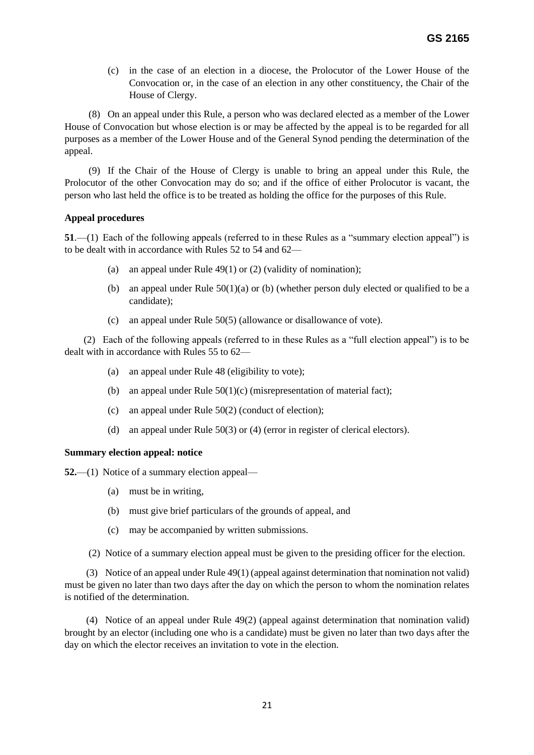(c) in the case of an election in a diocese, the Prolocutor of the Lower House of the Convocation or, in the case of an election in any other constituency, the Chair of the House of Clergy.

(8) On an appeal under this Rule, a person who was declared elected as a member of the Lower House of Convocation but whose election is or may be affected by the appeal is to be regarded for all purposes as a member of the Lower House and of the General Synod pending the determination of the appeal.

(9) If the Chair of the House of Clergy is unable to bring an appeal under this Rule, the Prolocutor of the other Convocation may do so; and if the office of either Prolocutor is vacant, the person who last held the office is to be treated as holding the office for the purposes of this Rule.

**Appeal procedures**

**51**.—(1) Each of the following appeals (referred to in these Rules as a "summary election appeal") is to be dealt with in accordance with Rules 52 to 54 and 62—

(a) an appeal under Rule 49(1) or (2) (validity of nomination);

(b) an appeal under Rule 50(1)(a) or (b) (whether person duly elected or qualified to be a candidate);

(c) an appeal under Rule 50(5) (allowance or disallowance of vote).

(2) Each of the following appeals (referred to in these Rules as a "full election appeal") is to be dealt with in accordance with Rules 55 to 62—

(a) an appeal under Rule 48 (eligibility to vote);

(b) an appeal under Rule 50(1)(c) (misrepresentation of material fact);

(c) an appeal under Rule 50(2) (conduct of election);

(d) an appeal under Rule 50(3) or (4) (error in register of clerical electors).

**Summary election appeal: notice**

**52.**—(1) Notice of a summary election appeal—

(a) must be in writing,

(b) must give brief particulars of the grounds of appeal, and

(c) may be accompanied by written submissions.

(2) Notice of a summary election appeal must be given to the presiding officer for the election.

(3) Notice of an appeal under Rule 49(1) (appeal against determination that nomination not valid) must be given no later than two days after the day on which the person to whom the nomination relates is notified of the determination.

(4) Notice of an appeal under Rule 49(2) (appeal against determination that nomination valid) brought by an elector (including one who is a candidate) must be given no later than two days after the day on which the elector receives an invitation to vote in the election.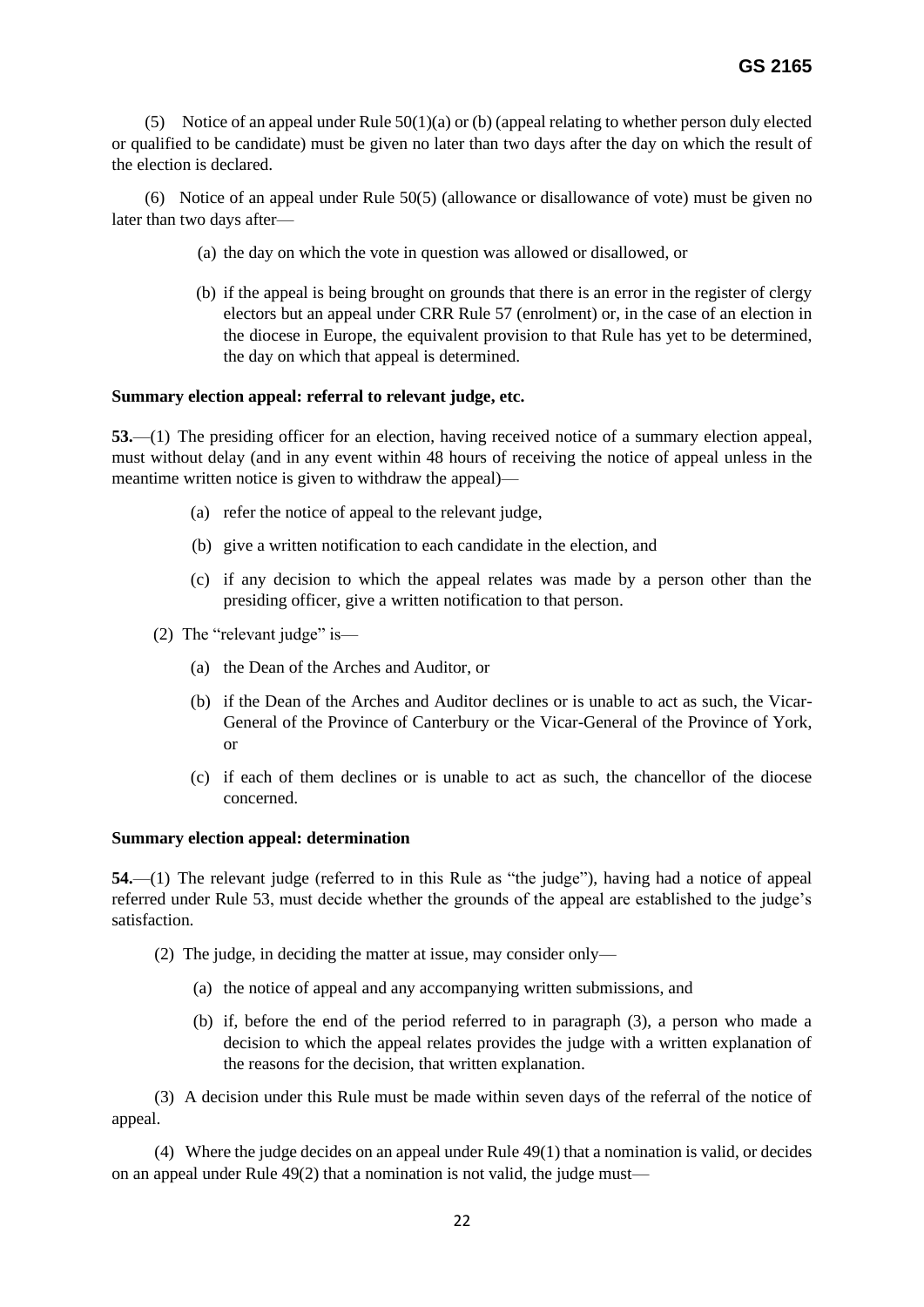(5) Notice of an appeal under Rule 50(1)(a) or (b) (appeal relating to whether person duly elected or qualified to be candidate) must be given no later than two days after the day on which the result of the election is declared.

(6) Notice of an appeal under Rule 50(5) (allowance or disallowance of vote) must be given no later than two days after—

(a) the day on which the vote in question was allowed or disallowed, or

(b) if the appeal is being brought on grounds that there is an error in the register of clergy electors but an appeal under CRR Rule 57 (enrolment) or, in the case of an election in the diocese in Europe, the equivalent provision to that Rule has yet to be determined, the day on which that appeal is determined.

**Summary election appeal: referral to relevant judge, etc.**

**53.**—(1) The presiding officer for an election, having received notice of a summary election appeal, must without delay (and in any event within 48 hours of receiving the notice of appeal unless in the meantime written notice is given to withdraw the appeal)—

(a) refer the notice of appeal to the relevant judge,

(b) give a written notification to each candidate in the election, and

(c) if any decision to which the appeal relates was made by a person other than the presiding officer, give a written notification to that person.

(2) The "relevant judge" is—

(a) the Dean of the Arches and Auditor, or

(b) if the Dean of the Arches and Auditor declines or is unable to act as such, the Vicar-General of the Province of Canterbury or the Vicar-General of the Province of York, or

(c) if each of them declines or is unable to act as such, the chancellor of the diocese concerned.

**Summary election appeal: determination**

**54.**—(1) The relevant judge (referred to in this Rule as "the judge"), having had a notice of appeal referred under Rule 53, must decide whether the grounds of the appeal are established to the judge's satisfaction.

(2) The judge, in deciding the matter at issue, may consider only—

(a) the notice of appeal and any accompanying written submissions, and

(b) if, before the end of the period referred to in paragraph (3), a person who made a decision to which the appeal relates provides the judge with a written explanation of the reasons for the decision, that written explanation.

(3) A decision under this Rule must be made within seven days of the referral of the notice of appeal.

(4) Where the judge decides on an appeal under Rule 49(1) that a nomination is valid, or decides on an appeal under Rule 49(2) that a nomination is not valid, the judge must—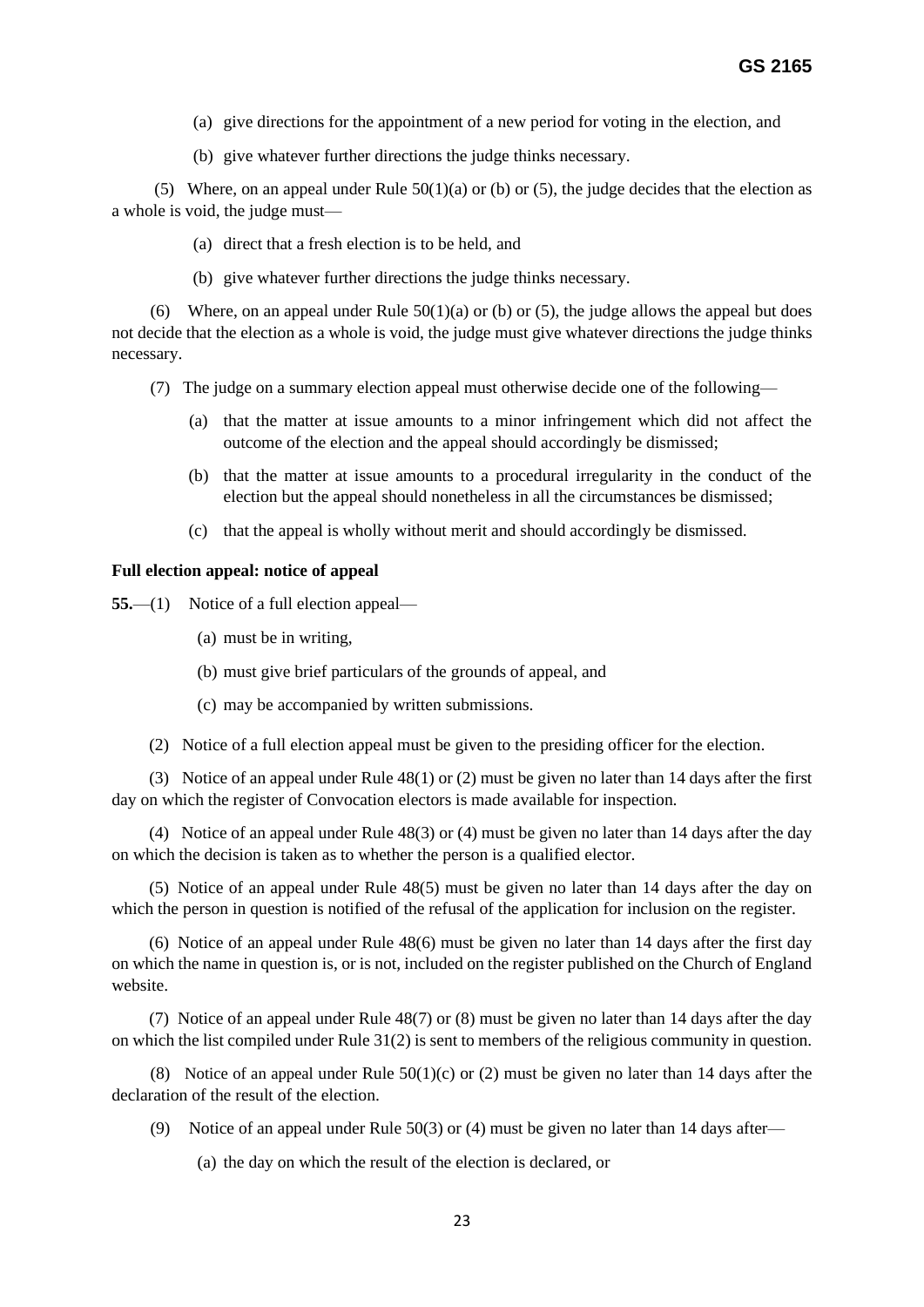(a) give directions for the appointment of a new period for voting in the election, and

(b) give whatever further directions the judge thinks necessary.

(5) Where, on an appeal under Rule 50(1)(a) or (b) or (5), the judge decides that the election as a whole is void, the judge must—

(a) direct that a fresh election is to be held, and

(b) give whatever further directions the judge thinks necessary.

(6) Where, on an appeal under Rule 50(1)(a) or (b) or (5), the judge allows the appeal but does not decide that the election as a whole is void, the judge must give whatever directions the judge thinks necessary.

(7) The judge on a summary election appeal must otherwise decide one of the following—

(a) that the matter at issue amounts to a minor infringement which did not affect the outcome of the election and the appeal should accordingly be dismissed;

(b) that the matter at issue amounts to a procedural irregularity in the conduct of the election but the appeal should nonetheless in all the circumstances be dismissed;

(c) that the appeal is wholly without merit and should accordingly be dismissed.

**Full election appeal: notice of appeal**

**55.**—(1) Notice of a full election appeal—

(a) must be in writing,

(b) must give brief particulars of the grounds of appeal, and

(c) may be accompanied by written submissions.

(2) Notice of a full election appeal must be given to the presiding officer for the election.

(3) Notice of an appeal under Rule 48(1) or (2) must be given no later than 14 days after the first day on which the register of Convocation electors is made available for inspection.

(4) Notice of an appeal under Rule 48(3) or (4) must be given no later than 14 days after the day on which the decision is taken as to whether the person is a qualified elector.

(5) Notice of an appeal under Rule 48(5) must be given no later than 14 days after the day on which the person in question is notified of the refusal of the application for inclusion on the register.

(6) Notice of an appeal under Rule 48(6) must be given no later than 14 days after the first day on which the name in question is, or is not, included on the register published on the Church of England website.

(7) Notice of an appeal under Rule 48(7) or (8) must be given no later than 14 days after the day on which the list compiled under Rule 31(2) is sent to members of the religious community in question.

(8) Notice of an appeal under Rule 50(1)(c) or (2) must be given no later than 14 days after the declaration of the result of the election.

(9) Notice of an appeal under Rule 50(3) or (4) must be given no later than 14 days after—

(a) the day on which the result of the election is declared, or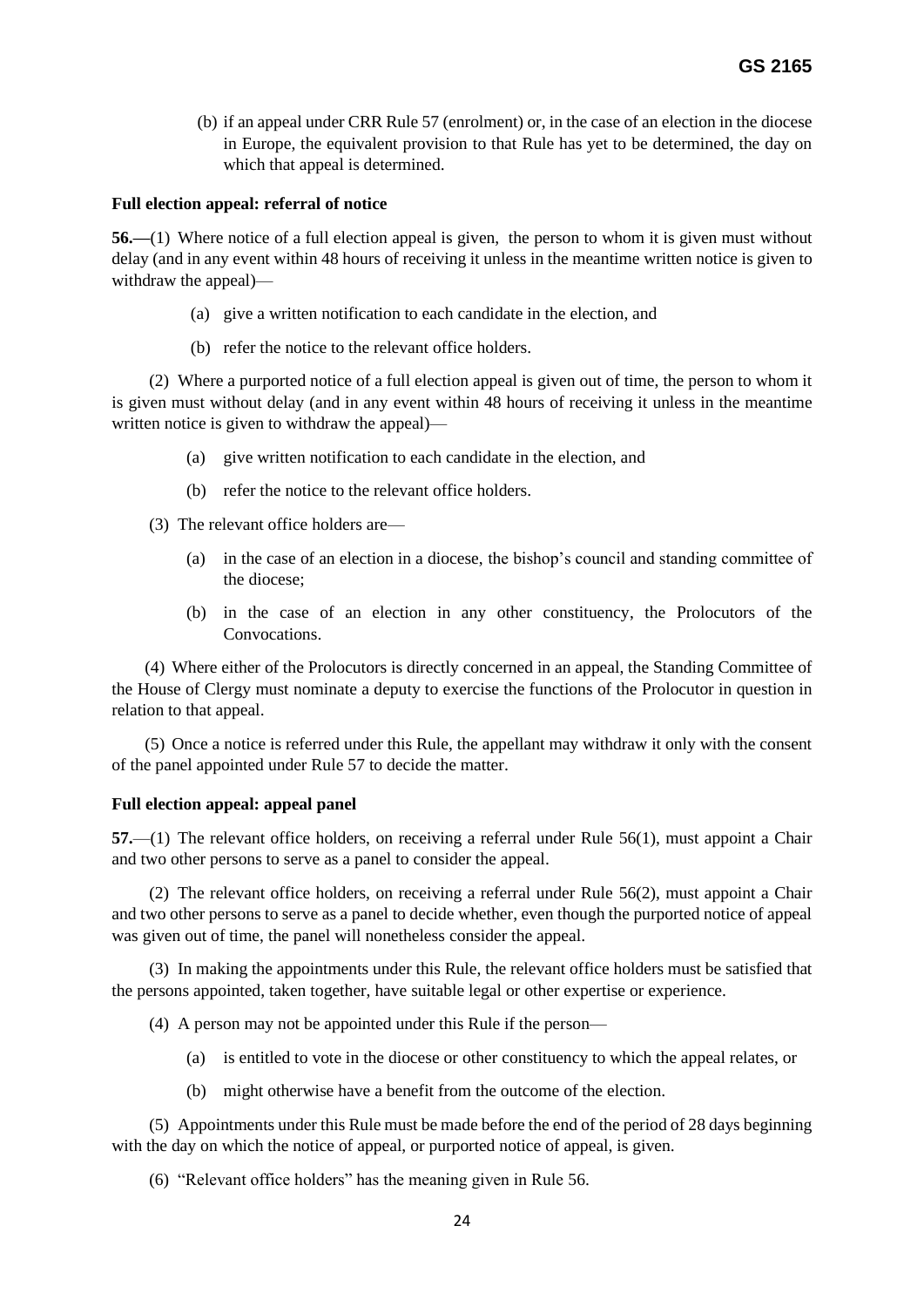(b) if an appeal under CRR Rule 57 (enrolment) or, in the case of an election in the diocese in Europe, the equivalent provision to that Rule has yet to be determined, the day on which that appeal is determined.

**Full election appeal: referral of notice**

**56.—**(1) Where notice of a full election appeal is given, the person to whom it is given must without delay (and in any event within 48 hours of receiving it unless in the meantime written notice is given to withdraw the appeal)—

(a) give a written notification to each candidate in the election, and

(b) refer the notice to the relevant office holders.

(2) Where a purported notice of a full election appeal is given out of time, the person to whom it is given must without delay (and in any event within 48 hours of receiving it unless in the meantime written notice is given to withdraw the appeal)—

(a) give written notification to each candidate in the election, and

(b) refer the notice to the relevant office holders.

(3) The relevant office holders are—

(a) in the case of an election in a diocese, the bishop's council and standing committee of the diocese;

(b) in the case of an election in any other constituency, the Prolocutors of the Convocations.

(4) Where either of the Prolocutors is directly concerned in an appeal, the Standing Committee of the House of Clergy must nominate a deputy to exercise the functions of the Prolocutor in question in relation to that appeal.

(5) Once a notice is referred under this Rule, the appellant may withdraw it only with the consent of the panel appointed under Rule 57 to decide the matter.

**Full election appeal: appeal panel**

**57.**—(1) The relevant office holders, on receiving a referral under Rule 56(1), must appoint a Chair and two other persons to serve as a panel to consider the appeal.

(2) The relevant office holders, on receiving a referral under Rule 56(2), must appoint a Chair and two other persons to serve as a panel to decide whether, even though the purported notice of appeal was given out of time, the panel will nonetheless consider the appeal.

(3) In making the appointments under this Rule, the relevant office holders must be satisfied that the persons appointed, taken together, have suitable legal or other expertise or experience.

(4) A person may not be appointed under this Rule if the person—

(a) is entitled to vote in the diocese or other constituency to which the appeal relates, or

(b) might otherwise have a benefit from the outcome of the election.

(5) Appointments under this Rule must be made before the end of the period of 28 days beginning with the day on which the notice of appeal, or purported notice of appeal, is given.

(6) "Relevant office holders" has the meaning given in Rule 56.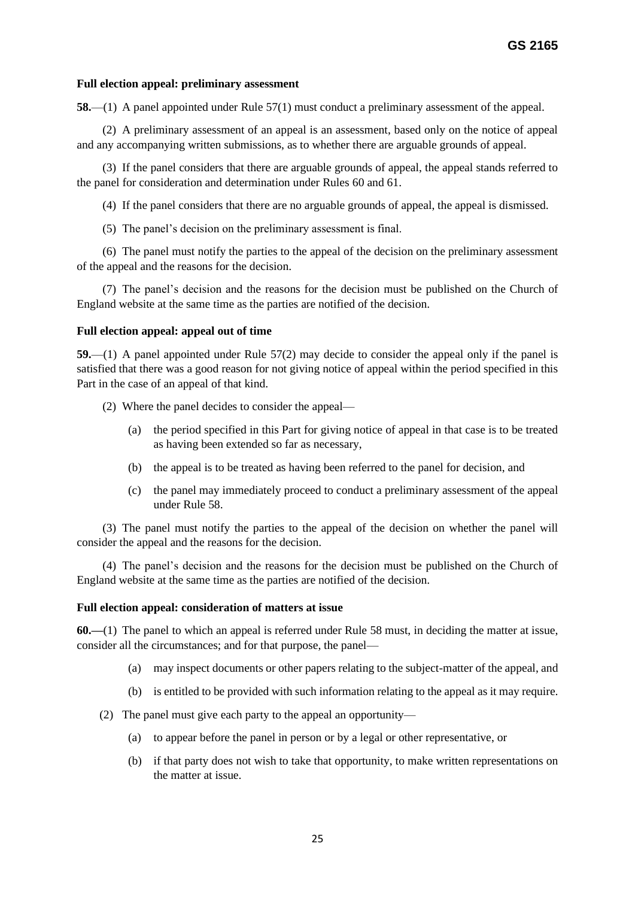**Full election appeal: preliminary assessment**

**58.**—(1) A panel appointed under Rule 57(1) must conduct a preliminary assessment of the appeal.

(2) A preliminary assessment of an appeal is an assessment, based only on the notice of appeal and any accompanying written submissions, as to whether there are arguable grounds of appeal.

(3) If the panel considers that there are arguable grounds of appeal, the appeal stands referred to the panel for consideration and determination under Rules 60 and 61.

(4) If the panel considers that there are no arguable grounds of appeal, the appeal is dismissed.

(5) The panel's decision on the preliminary assessment is final.

(6) The panel must notify the parties to the appeal of the decision on the preliminary assessment of the appeal and the reasons for the decision.

(7) The panel's decision and the reasons for the decision must be published on the Church of England website at the same time as the parties are notified of the decision.

**Full election appeal: appeal out of time**

**59.**—(1) A panel appointed under Rule 57(2) may decide to consider the appeal only if the panel is satisfied that there was a good reason for not giving notice of appeal within the period specified in this Part in the case of an appeal of that kind.

(2) Where the panel decides to consider the appeal—

- (a) the period specified in this Part for giving notice of appeal in that case is to be treated as having been extended so far as necessary,
- (b) the appeal is to be treated as having been referred to the panel for decision, and
- (c) the panel may immediately proceed to conduct a preliminary assessment of the appeal under Rule 58.

(3) The panel must notify the parties to the appeal of the decision on whether the panel will consider the appeal and the reasons for the decision.

(4) The panel's decision and the reasons for the decision must be published on the Church of England website at the same time as the parties are notified of the decision.

**Full election appeal: consideration of matters at issue**

**60.**—(1) The panel to which an appeal is referred under Rule 58 must, in deciding the matter at issue, consider all the circumstances; and for that purpose, the panel—

- (a) may inspect documents or other papers relating to the subject-matter of the appeal, and
- (b) is entitled to be provided with such information relating to the appeal as it may require.

(2) The panel must give each party to the appeal an opportunity—

- (a) to appear before the panel in person or by a legal or other representative, or
- (b) if that party does not wish to take that opportunity, to make written representations on the matter at issue.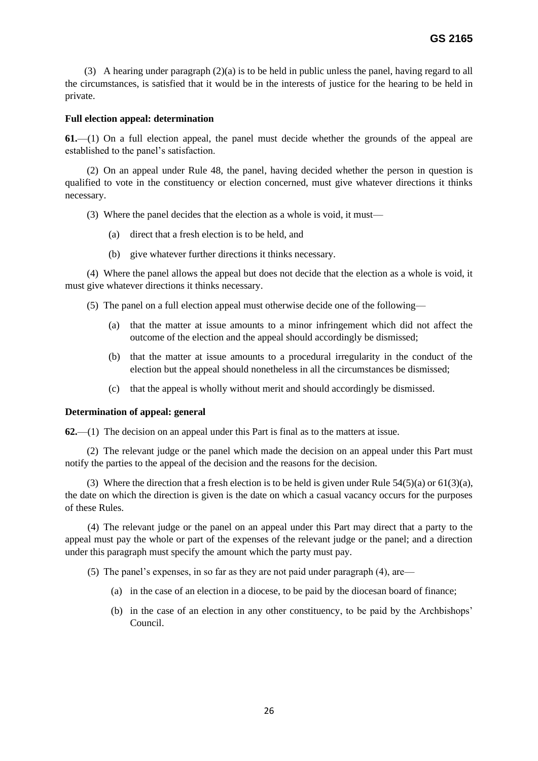(3) A hearing under paragraph (2)(a) is to be held in public unless the panel, having regard to all the circumstances, is satisfied that it would be in the interests of justice for the hearing to be held in private.

**Full election appeal: determination**

**61.**—(1) On a full election appeal, the panel must decide whether the grounds of the appeal are established to the panel's satisfaction.

(2) On an appeal under Rule 48, the panel, having decided whether the person in question is qualified to vote in the constituency or election concerned, must give whatever directions it thinks necessary.

(3) Where the panel decides that the election as a whole is void, it must—

(a) direct that a fresh election is to be held, and

(b) give whatever further directions it thinks necessary.

(4) Where the panel allows the appeal but does not decide that the election as a whole is void, it must give whatever directions it thinks necessary.

(5) The panel on a full election appeal must otherwise decide one of the following—

(a) that the matter at issue amounts to a minor infringement which did not affect the outcome of the election and the appeal should accordingly be dismissed;

(b) that the matter at issue amounts to a procedural irregularity in the conduct of the election but the appeal should nonetheless in all the circumstances be dismissed;

(c) that the appeal is wholly without merit and should accordingly be dismissed.

**Determination of appeal: general**

**62.**—(1) The decision on an appeal under this Part is final as to the matters at issue.

(2) The relevant judge or the panel which made the decision on an appeal under this Part must notify the parties to the appeal of the decision and the reasons for the decision.

(3) Where the direction that a fresh election is to be held is given under Rule 54(5)(a) or 61(3)(a), the date on which the direction is given is the date on which a casual vacancy occurs for the purposes of these Rules.

(4) The relevant judge or the panel on an appeal under this Part may direct that a party to the appeal must pay the whole or part of the expenses of the relevant judge or the panel; and a direction under this paragraph must specify the amount which the party must pay.

(5) The panel's expenses, in so far as they are not paid under paragraph (4), are—

(a) in the case of an election in a diocese, to be paid by the diocesan board of finance;

(b) in the case of an election in any other constituency, to be paid by the Archbishops' Council.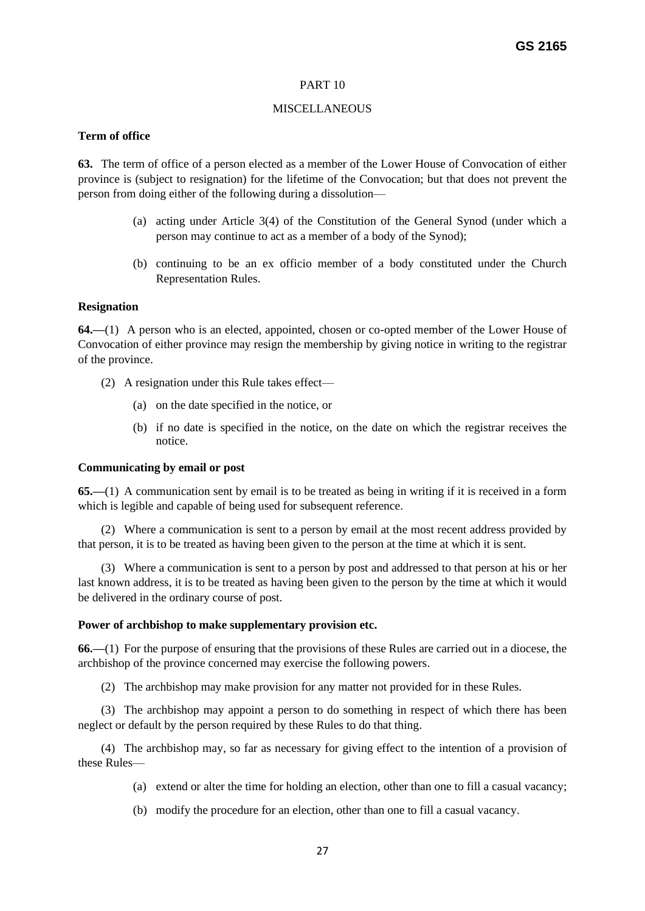PART 10

MISCELLANEOUS

**Term of office**

**63.** The term of office of a person elected as a member of the Lower House of Convocation of either province is (subject to resignation) for the lifetime of the Convocation; but that does not prevent the person from doing either of the following during a dissolution—

(a) acting under Article 3(4) of the Constitution of the General Synod (under which a person may continue to act as a member of a body of the Synod);

(b) continuing to be an ex officio member of a body constituted under the Church Representation Rules.

**Resignation**

**64.—**(1) A person who is an elected, appointed, chosen or co-opted member of the Lower House of Convocation of either province may resign the membership by giving notice in writing to the registrar of the province.

(2) A resignation under this Rule takes effect—

(a) on the date specified in the notice, or

(b) if no date is specified in the notice, on the date on which the registrar receives the notice.

**Communicating by email or post**

**65.—**(1) A communication sent by email is to be treated as being in writing if it is received in a form which is legible and capable of being used for subsequent reference.

(2) Where a communication is sent to a person by email at the most recent address provided by that person, it is to be treated as having been given to the person at the time at which it is sent.

(3) Where a communication is sent to a person by post and addressed to that person at his or her last known address, it is to be treated as having been given to the person by the time at which it would be delivered in the ordinary course of post.

**Power of archbishop to make supplementary provision etc.**

**66.—**(1) For the purpose of ensuring that the provisions of these Rules are carried out in a diocese, the archbishop of the province concerned may exercise the following powers.

(2) The archbishop may make provision for any matter not provided for in these Rules.

(3) The archbishop may appoint a person to do something in respect of which there has been neglect or default by the person required by these Rules to do that thing.

(4) The archbishop may, so far as necessary for giving effect to the intention of a provision of these Rules—

(a) extend or alter the time for holding an election, other than one to fill a casual vacancy;

(b) modify the procedure for an election, other than one to fill a casual vacancy.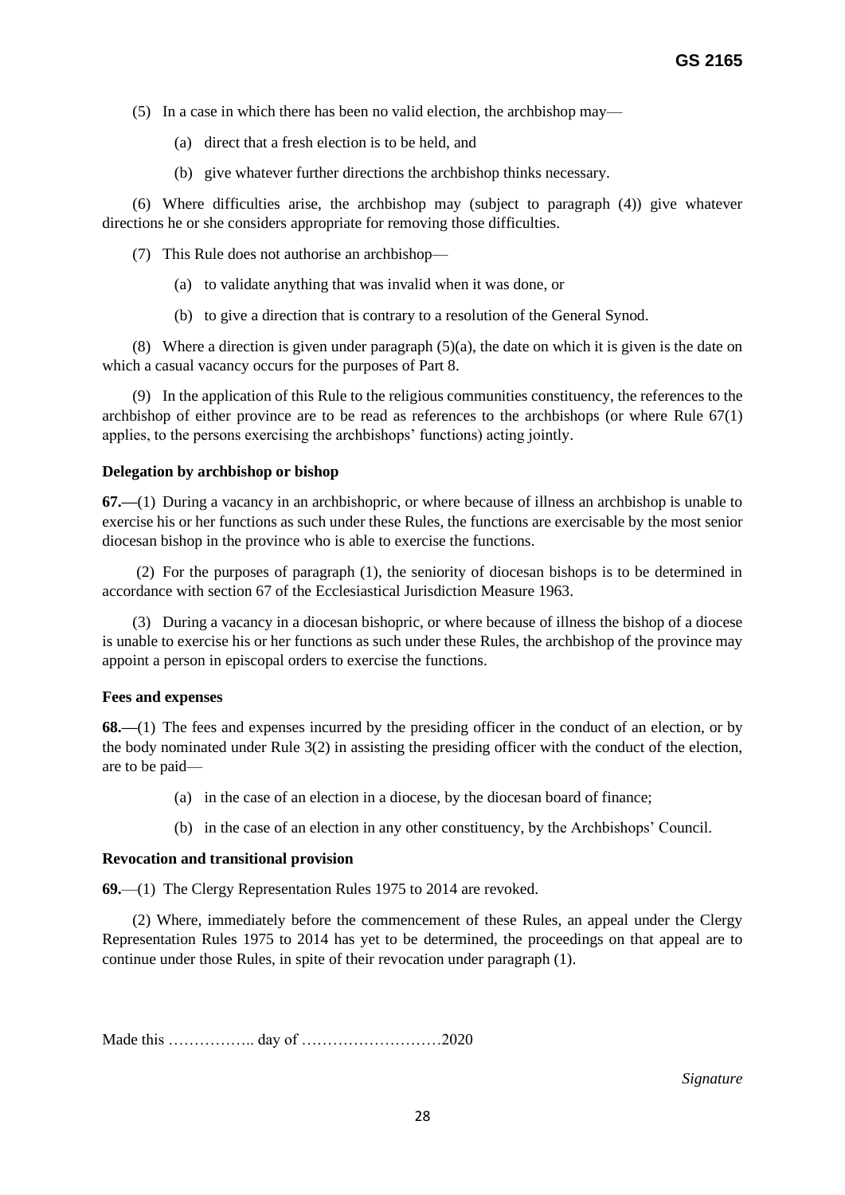(5) In a case in which there has been no valid election, the archbishop may—

(a) direct that a fresh election is to be held, and

(b) give whatever further directions the archbishop thinks necessary.

(6) Where difficulties arise, the archbishop may (subject to paragraph (4)) give whatever directions he or she considers appropriate for removing those difficulties.

(7) This Rule does not authorise an archbishop—

(a) to validate anything that was invalid when it was done, or

(b) to give a direction that is contrary to a resolution of the General Synod.

(8) Where a direction is given under paragraph (5)(a), the date on which it is given is the date on which a casual vacancy occurs for the purposes of Part 8.

(9) In the application of this Rule to the religious communities constituency, the references to the archbishop of either province are to be read as references to the archbishops (or where Rule 67(1) applies, to the persons exercising the archbishops' functions) acting jointly.

**Delegation by archbishop or bishop**

**67.—**(1) During a vacancy in an archbishopric, or where because of illness an archbishop is unable to exercise his or her functions as such under these Rules, the functions are exercisable by the most senior diocesan bishop in the province who is able to exercise the functions.

(2) For the purposes of paragraph (1), the seniority of diocesan bishops is to be determined in accordance with section 67 of the Ecclesiastical Jurisdiction Measure 1963.

(3) During a vacancy in a diocesan bishopric, or where because of illness the bishop of a diocese is unable to exercise his or her functions as such under these Rules, the archbishop of the province may appoint a person in episcopal orders to exercise the functions.

**Fees and expenses**

**68.—**(1) The fees and expenses incurred by the presiding officer in the conduct of an election, or by the body nominated under Rule 3(2) in assisting the presiding officer with the conduct of the election, are to be paid—

(a) in the case of an election in a diocese, by the diocesan board of finance;

(b) in the case of an election in any other constituency, by the Archbishops' Council.

**Revocation and transitional provision**

**69.**—(1) The Clergy Representation Rules 1975 to 2014 are revoked.

(2) Where, immediately before the commencement of these Rules, an appeal under the Clergy Representation Rules 1975 to 2014 has yet to be determined, the proceedings on that appeal are to continue under those Rules, in spite of their revocation under paragraph (1).

Made this …………….. day of ………………………2020

*Signature*